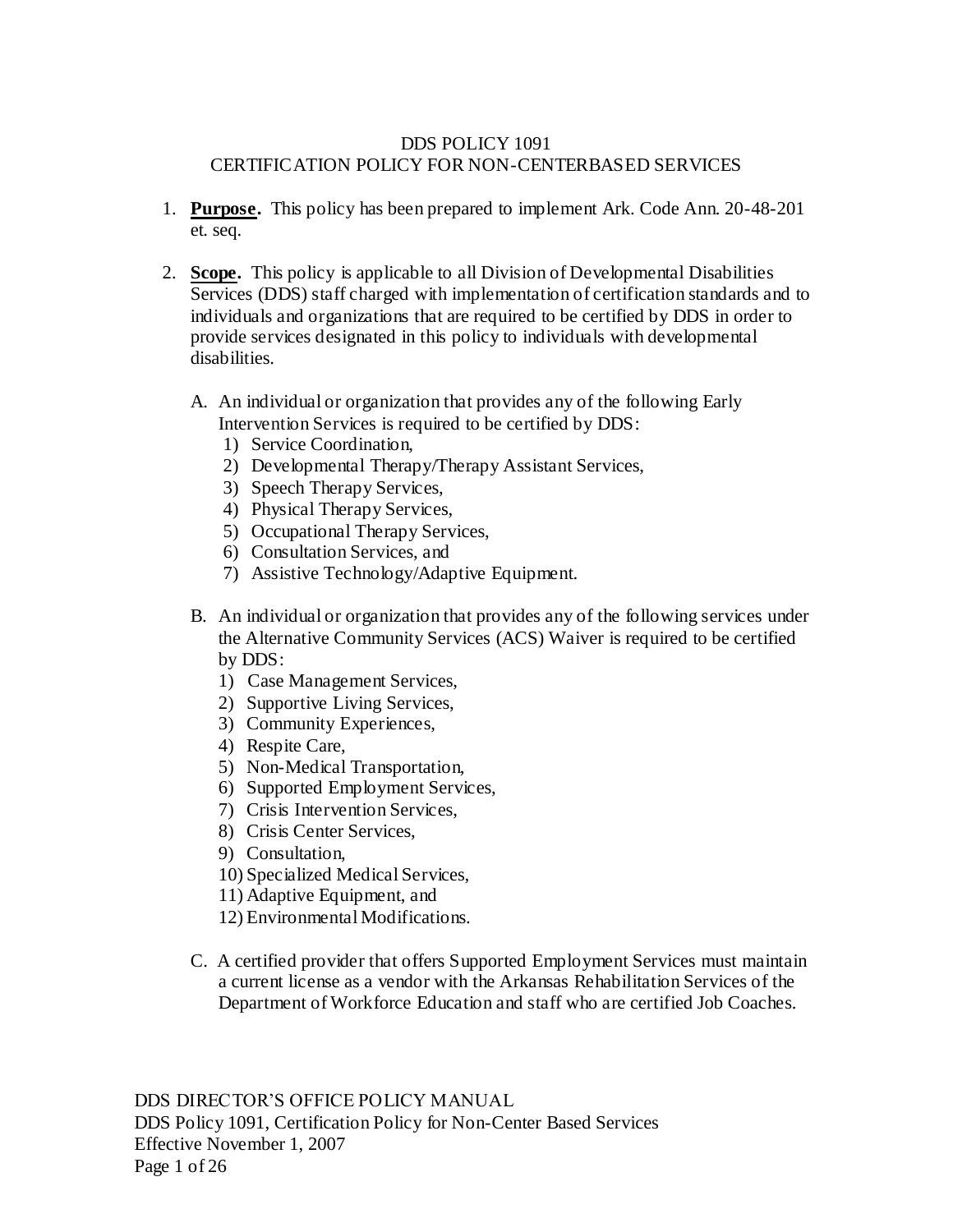# DDS POLICY 1091
## CERTIFICATION POLICY FOR NON-CENTERBASED SERVICES

1. **Purpose.** This policy has been prepared to implement Ark. Code Ann. 20-48-201 et. seq.

2. **Scope.** This policy is applicable to all Division of Developmental Disabilities Services (DDS) staff charged with implementation of certification standards and to individuals and organizations that are required to be certified by DDS in order to provide services designated in this policy to individuals with developmental disabilities.

   A. An individual or organization that provides any of the following Early Intervention Services is required to be certified by DDS:
      1) Service Coordination,
      2) Developmental Therapy/Therapy Assistant Services,
      3) Speech Therapy Services,
      4) Physical Therapy Services,
      5) Occupational Therapy Services,
      6) Consultation Services, and
      7) Assistive Technology/Adaptive Equipment.

   B. An individual or organization that provides any of the following services under the Alternative Community Services (ACS) Waiver is required to be certified by DDS:
      1) Case Management Services,
      2) Supportive Living Services,
      3) Community Experiences,
      4) Respite Care,
      5) Non-Medical Transportation,
      6) Supported Employment Services,
      7) Crisis Intervention Services,
      8) Crisis Center Services,
      9) Consultation,
      10) Specialized Medical Services,
      11) Adaptive Equipment, and
      12) Environmental Modifications.

   C. A certified provider that offers Supported Employment Services must maintain a current license as a vendor with the Arkansas Rehabilitation Services of the Department of Workforce Education and staff who are certified Job Coaches.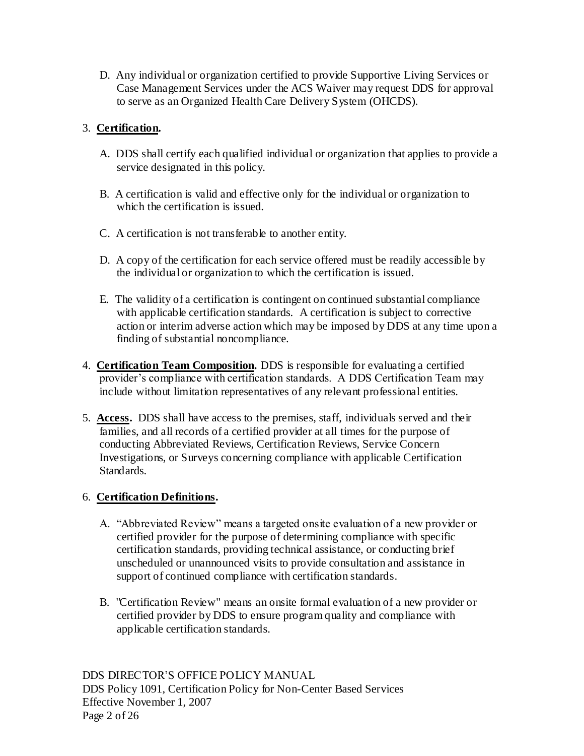D. Any individual or organization certified to provide Supportive Living Services or Case Management Services under the ACS Waiver may request DDS for approval to serve as an Organized Health Care Delivery System (OHCDS).

3. **Certification.**

   A. DDS shall certify each qualified individual or organization that applies to provide a service designated in this policy.

   B. A certification is valid and effective only for the individual or organization to which the certification is issued.

   C. A certification is not transferable to another entity.

   D. A copy of the certification for each service offered must be readily accessible by the individual or organization to which the certification is issued.

   E. The validity of a certification is contingent on continued substantial compliance with applicable certification standards. A certification is subject to corrective action or interim adverse action which may be imposed by DDS at any time upon a finding of substantial noncompliance.

4. **Certification Team Composition.** DDS is responsible for evaluating a certified provider's compliance with certification standards. A DDS Certification Team may include without limitation representatives of any relevant professional entities.

5. **Access.** DDS shall have access to the premises, staff, individuals served and their families, and all records of a certified provider at all times for the purpose of conducting Abbreviated Reviews, Certification Reviews, Service Concern Investigations, or Surveys concerning compliance with applicable Certification Standards.

6. **Certification Definitions.**

   A. "Abbreviated Review" means a targeted onsite evaluation of a new provider or certified provider for the purpose of determining compliance with specific certification standards, providing technical assistance, or conducting brief unscheduled or unannounced visits to provide consultation and assistance in support of continued compliance with certification standards.

   B. "Certification Review" means an onsite formal evaluation of a new provider or certified provider by DDS to ensure program quality and compliance with applicable certification standards.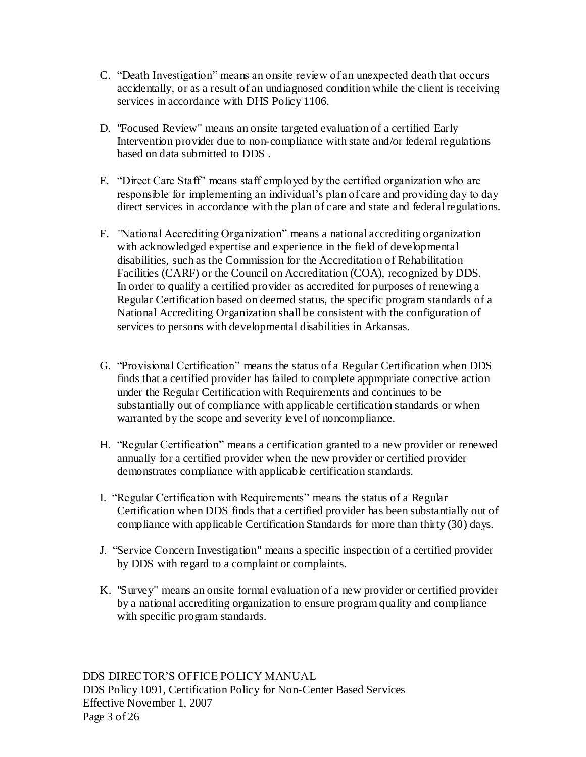C. "Death Investigation" means an onsite review of an unexpected death that occurs accidentally, or as a result of an undiagnosed condition while the client is receiving services in accordance with DHS Policy 1106.

D. "Focused Review" means an onsite targeted evaluation of a certified Early Intervention provider due to non-compliance with state and/or federal regulations based on data submitted to DDS .

E. "Direct Care Staff" means staff employed by the certified organization who are responsible for implementing an individual's plan of care and providing day to day direct services in accordance with the plan of care and state and federal regulations.

F. "National Accrediting Organization" means a national accrediting organization with acknowledged expertise and experience in the field of developmental disabilities, such as the Commission for the Accreditation of Rehabilitation Facilities (CARF) or the Council on Accreditation (COA), recognized by DDS. In order to qualify a certified provider as accredited for purposes of renewing a Regular Certification based on deemed status, the specific program standards of a National Accrediting Organization shall be consistent with the configuration of services to persons with developmental disabilities in Arkansas.

G. "Provisional Certification" means the status of a Regular Certification when DDS finds that a certified provider has failed to complete appropriate corrective action under the Regular Certification with Requirements and continues to be substantially out of compliance with applicable certification standards or when warranted by the scope and severity level of noncompliance.

H. "Regular Certification" means a certification granted to a new provider or renewed annually for a certified provider when the new provider or certified provider demonstrates compliance with applicable certification standards.

I. "Regular Certification with Requirements" means the status of a Regular Certification when DDS finds that a certified provider has been substantially out of compliance with applicable Certification Standards for more than thirty (30) days.

J. "Service Concern Investigation" means a specific inspection of a certified provider by DDS with regard to a complaint or complaints.

K. "Survey" means an onsite formal evaluation of a new provider or certified provider by a national accrediting organization to ensure program quality and compliance with specific program standards.

DDS DIRECTOR'S OFFICE POLICY MANUAL
DDS Policy 1091, Certification Policy for Non-Center Based Services
Effective November 1, 2007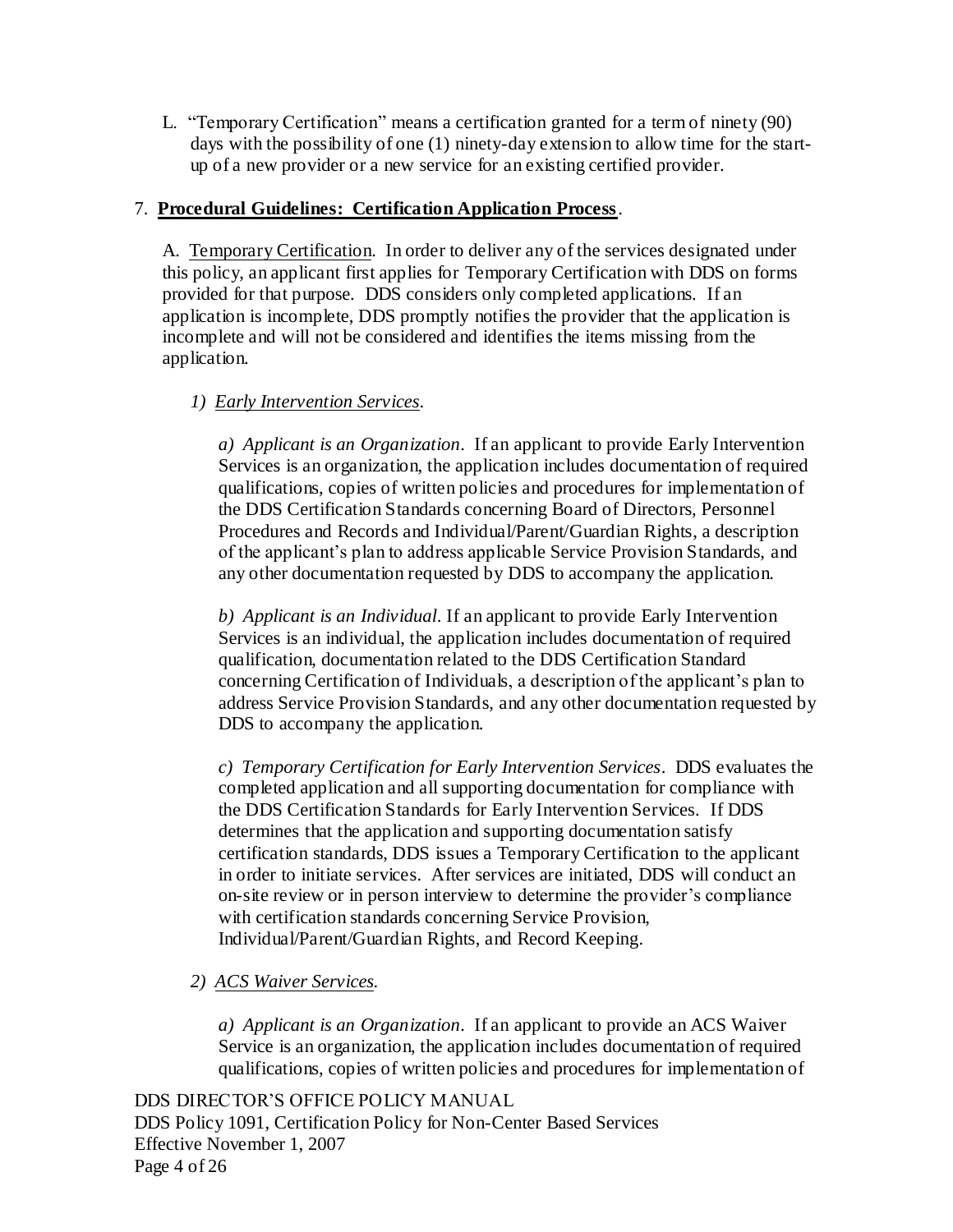L. "Temporary Certification" means a certification granted for a term of ninety (90) days with the possibility of one (1) ninety-day extension to allow time for the start-up of a new provider or a new service for an existing certified provider.

7. **<u>Procedural Guidelines: Certification Application Process</u>**.

A. <u>Temporary Certification</u>. In order to deliver any of the services designated under this policy, an applicant first applies for Temporary Certification with DDS on forms provided for that purpose. DDS considers only completed applications. If an application is incomplete, DDS promptly notifies the provider that the application is incomplete and will not be considered and identifies the items missing from the application.

*1) <u>Early Intervention Services</u>.*

*a) Applicant is an Organization*. If an applicant to provide Early Intervention Services is an organization, the application includes documentation of required qualifications, copies of written policies and procedures for implementation of the DDS Certification Standards concerning Board of Directors, Personnel Procedures and Records and Individual/Parent/Guardian Rights, a description of the applicant's plan to address applicable Service Provision Standards, and any other documentation requested by DDS to accompany the application.

*b) Applicant is an Individual*. If an applicant to provide Early Intervention Services is an individual, the application includes documentation of required qualification, documentation related to the DDS Certification Standard concerning Certification of Individuals, a description of the applicant's plan to address Service Provision Standards, and any other documentation requested by DDS to accompany the application.

*c) Temporary Certification for Early Intervention Services*. DDS evaluates the completed application and all supporting documentation for compliance with the DDS Certification Standards for Early Intervention Services. If DDS determines that the application and supporting documentation satisfy certification standards, DDS issues a Temporary Certification to the applicant in order to initiate services. After services are initiated, DDS will conduct an on-site review or in person interview to determine the provider's compliance with certification standards concerning Service Provision, Individual/Parent/Guardian Rights, and Record Keeping.

*2) <u>ACS Waiver Services</u>.*

*a) Applicant is an Organization*. If an applicant to provide an ACS Waiver Service is an organization, the application includes documentation of required qualifications, copies of written policies and procedures for implementation of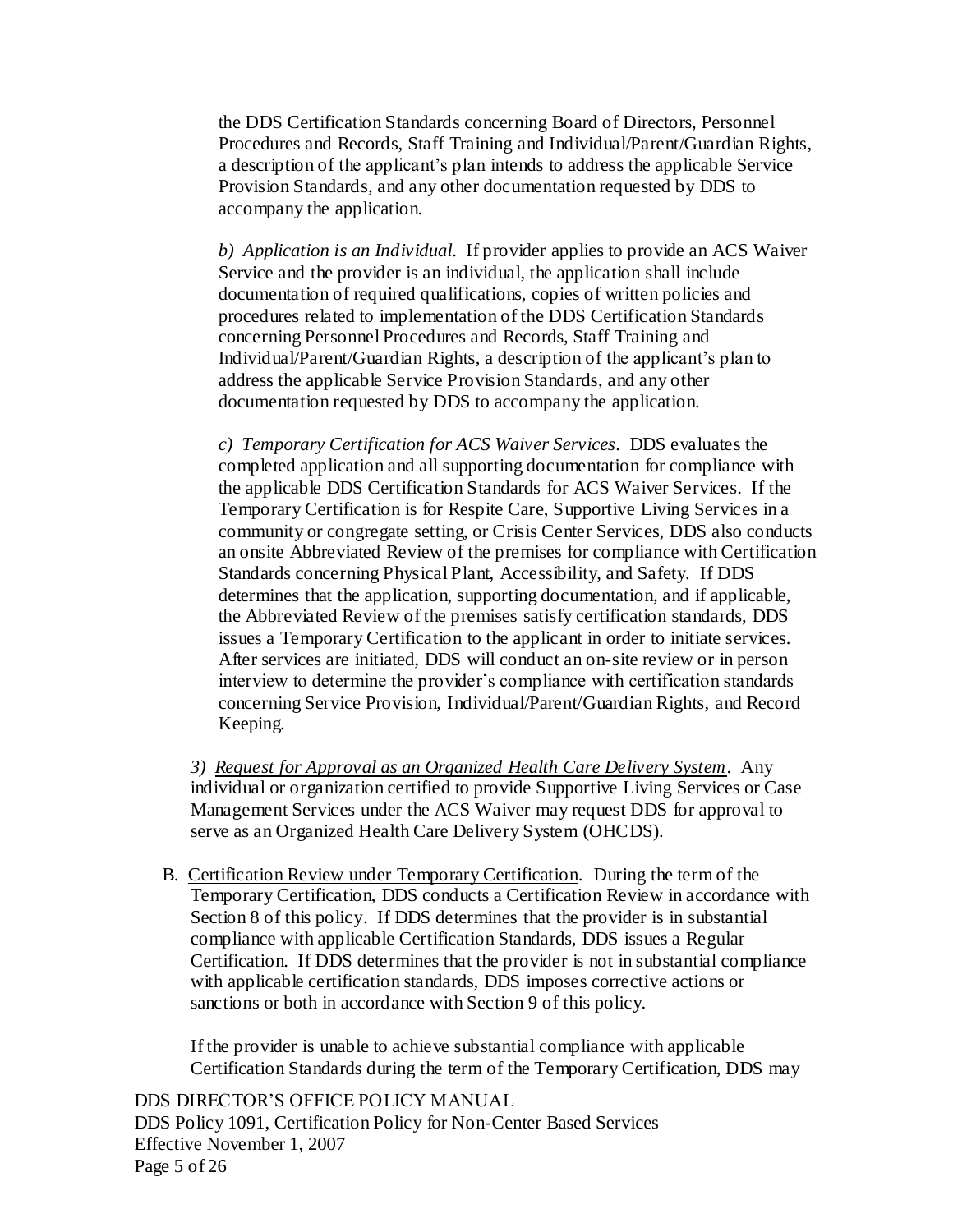the DDS Certification Standards concerning Board of Directors, Personnel Procedures and Records, Staff Training and Individual/Parent/Guardian Rights, a description of the applicant's plan intends to address the applicable Service Provision Standards, and any other documentation requested by DDS to accompany the application.

*b) Application is an Individual.* If provider applies to provide an ACS Waiver Service and the provider is an individual, the application shall include documentation of required qualifications, copies of written policies and procedures related to implementation of the DDS Certification Standards concerning Personnel Procedures and Records, Staff Training and Individual/Parent/Guardian Rights, a description of the applicant's plan to address the applicable Service Provision Standards, and any other documentation requested by DDS to accompany the application.

*c) Temporary Certification for ACS Waiver Services.* DDS evaluates the completed application and all supporting documentation for compliance with the applicable DDS Certification Standards for ACS Waiver Services. If the Temporary Certification is for Respite Care, Supportive Living Services in a community or congregate setting, or Crisis Center Services, DDS also conducts an onsite Abbreviated Review of the premises for compliance with Certification Standards concerning Physical Plant, Accessibility, and Safety. If DDS determines that the application, supporting documentation, and if applicable, the Abbreviated Review of the premises satisfy certification standards, DDS issues a Temporary Certification to the applicant in order to initiate services. After services are initiated, DDS will conduct an on-site review or in person interview to determine the provider's compliance with certification standards concerning Service Provision, Individual/Parent/Guardian Rights, and Record Keeping.

*3) Request for Approval as an Organized Health Care Delivery System*. Any individual or organization certified to provide Supportive Living Services or Case Management Services under the ACS Waiver may request DDS for approval to serve as an Organized Health Care Delivery System (OHCDS).

B. Certification Review under Temporary Certification. During the term of the Temporary Certification, DDS conducts a Certification Review in accordance with Section 8 of this policy. If DDS determines that the provider is in substantial compliance with applicable Certification Standards, DDS issues a Regular Certification. If DDS determines that the provider is not in substantial compliance with applicable certification standards, DDS imposes corrective actions or sanctions or both in accordance with Section 9 of this policy.

If the provider is unable to achieve substantial compliance with applicable Certification Standards during the term of the Temporary Certification, DDS may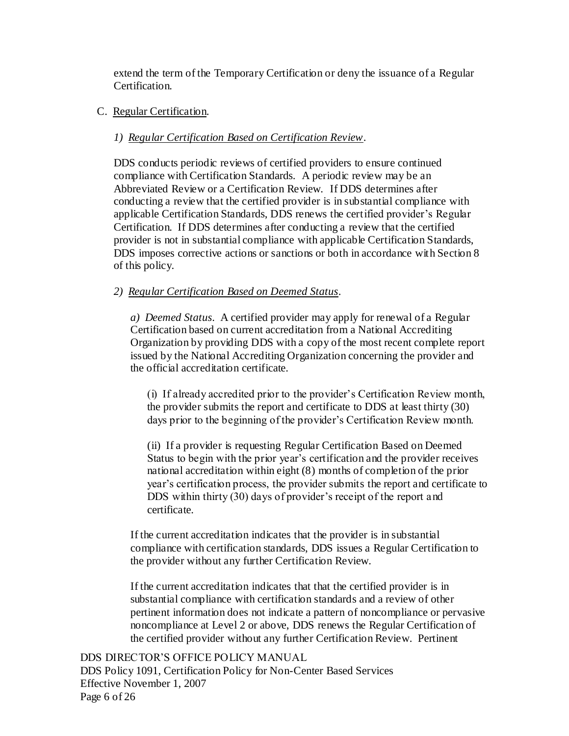extend the term of the Temporary Certification or deny the issuance of a Regular Certification.

C. Regular Certification.

*1) Regular Certification Based on Certification Review*.

DDS conducts periodic reviews of certified providers to ensure continued compliance with Certification Standards. A periodic review may be an Abbreviated Review or a Certification Review. If DDS determines after conducting a review that the certified provider is in substantial compliance with applicable Certification Standards, DDS renews the certified provider's Regular Certification. If DDS determines after conducting a review that the certified provider is not in substantial compliance with applicable Certification Standards, DDS imposes corrective actions or sanctions or both in accordance with Section 8 of this policy.

*2) Regular Certification Based on Deemed Status*.

*a) Deemed Status*. A certified provider may apply for renewal of a Regular Certification based on current accreditation from a National Accrediting Organization by providing DDS with a copy of the most recent complete report issued by the National Accrediting Organization concerning the provider and the official accreditation certificate.

(i) If already accredited prior to the provider's Certification Review month, the provider submits the report and certificate to DDS at least thirty (30) days prior to the beginning of the provider's Certification Review month.

(ii) If a provider is requesting Regular Certification Based on Deemed Status to begin with the prior year's certification and the provider receives national accreditation within eight (8) months of completion of the prior year's certification process, the provider submits the report and certificate to DDS within thirty (30) days of provider's receipt of the report and certificate.

If the current accreditation indicates that the provider is in substantial compliance with certification standards, DDS issues a Regular Certification to the provider without any further Certification Review.

If the current accreditation indicates that that the certified provider is in substantial compliance with certification standards and a review of other pertinent information does not indicate a pattern of noncompliance or pervasive noncompliance at Level 2 or above, DDS renews the Regular Certification of the certified provider without any further Certification Review. Pertinent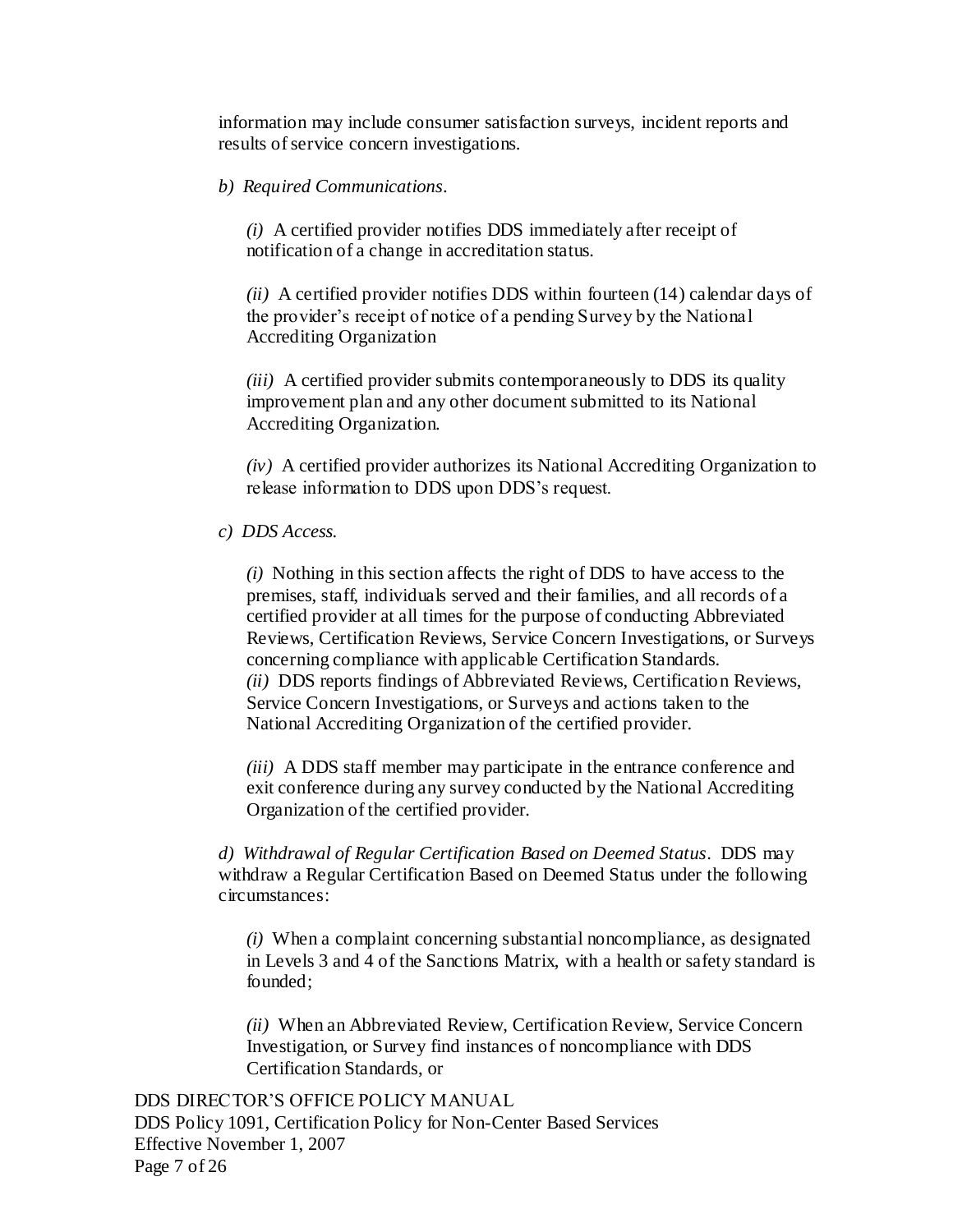information may include consumer satisfaction surveys, incident reports and results of service concern investigations.

*b) Required Communications*.

*(i)* A certified provider notifies DDS immediately after receipt of notification of a change in accreditation status.

*(ii)* A certified provider notifies DDS within fourteen (14) calendar days of the provider's receipt of notice of a pending Survey by the National Accrediting Organization

*(iii)* A certified provider submits contemporaneously to DDS its quality improvement plan and any other document submitted to its National Accrediting Organization.

*(iv)* A certified provider authorizes its National Accrediting Organization to release information to DDS upon DDS's request.

*c) DDS Access.*

*(i)* Nothing in this section affects the right of DDS to have access to the premises, staff, individuals served and their families, and all records of a certified provider at all times for the purpose of conducting Abbreviated Reviews, Certification Reviews, Service Concern Investigations, or Surveys concerning compliance with applicable Certification Standards.
*(ii)* DDS reports findings of Abbreviated Reviews, Certification Reviews, Service Concern Investigations, or Surveys and actions taken to the National Accrediting Organization of the certified provider.

*(iii)* A DDS staff member may participate in the entrance conference and exit conference during any survey conducted by the National Accrediting Organization of the certified provider.

*d) Withdrawal of Regular Certification Based on Deemed Status*. DDS may withdraw a Regular Certification Based on Deemed Status under the following circumstances:

*(i)* When a complaint concerning substantial noncompliance, as designated in Levels 3 and 4 of the Sanctions Matrix, with a health or safety standard is founded;

*(ii)* When an Abbreviated Review, Certification Review, Service Concern Investigation, or Survey find instances of noncompliance with DDS Certification Standards, or

DDS DIRECTOR'S OFFICE POLICY MANUAL
DDS Policy 1091, Certification Policy for Non-Center Based Services
Effective November 1, 2007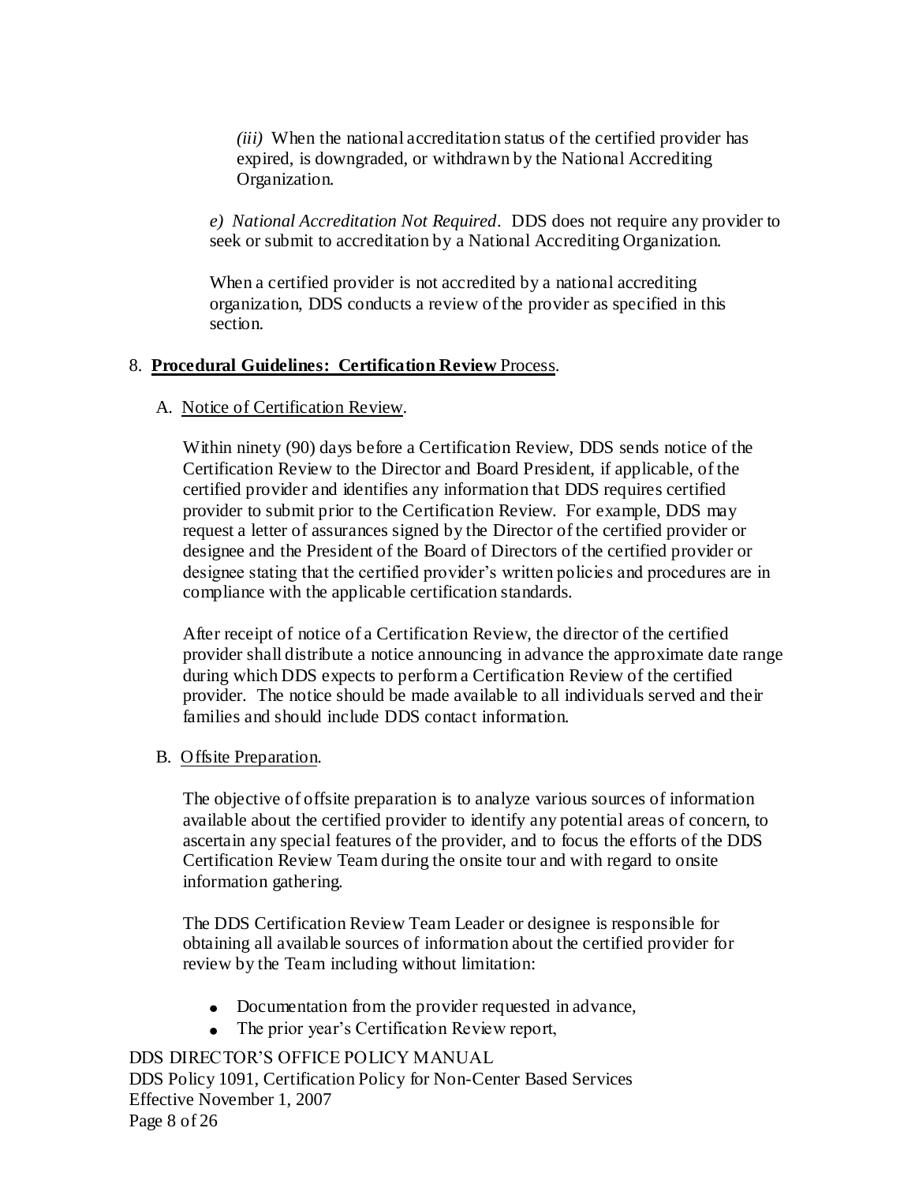*(iii)* When the national accreditation status of the certified provider has expired, is downgraded, or withdrawn by the National Accrediting Organization.

*e) National Accreditation Not Required*. DDS does not require any provider to seek or submit to accreditation by a National Accrediting Organization.

When a certified provider is not accredited by a national accrediting organization, DDS conducts a review of the provider as specified in this section.

## 8. **Procedural Guidelines: Certification Review** Process.

### A. Notice of Certification Review.

Within ninety (90) days before a Certification Review, DDS sends notice of the Certification Review to the Director and Board President, if applicable, of the certified provider and identifies any information that DDS requires certified provider to submit prior to the Certification Review. For example, DDS may request a letter of assurances signed by the Director of the certified provider or designee and the President of the Board of Directors of the certified provider or designee stating that the certified provider's written policies and procedures are in compliance with the applicable certification standards.

After receipt of notice of a Certification Review, the director of the certified provider shall distribute a notice announcing in advance the approximate date range during which DDS expects to perform a Certification Review of the certified provider. The notice should be made available to all individuals served and their families and should include DDS contact information.

### B. Offsite Preparation.

The objective of offsite preparation is to analyze various sources of information available about the certified provider to identify any potential areas of concern, to ascertain any special features of the provider, and to focus the efforts of the DDS Certification Review Team during the onsite tour and with regard to onsite information gathering.

The DDS Certification Review Team Leader or designee is responsible for obtaining all available sources of information about the certified provider for review by the Team including without limitation:

- Documentation from the provider requested in advance,
- The prior year's Certification Review report,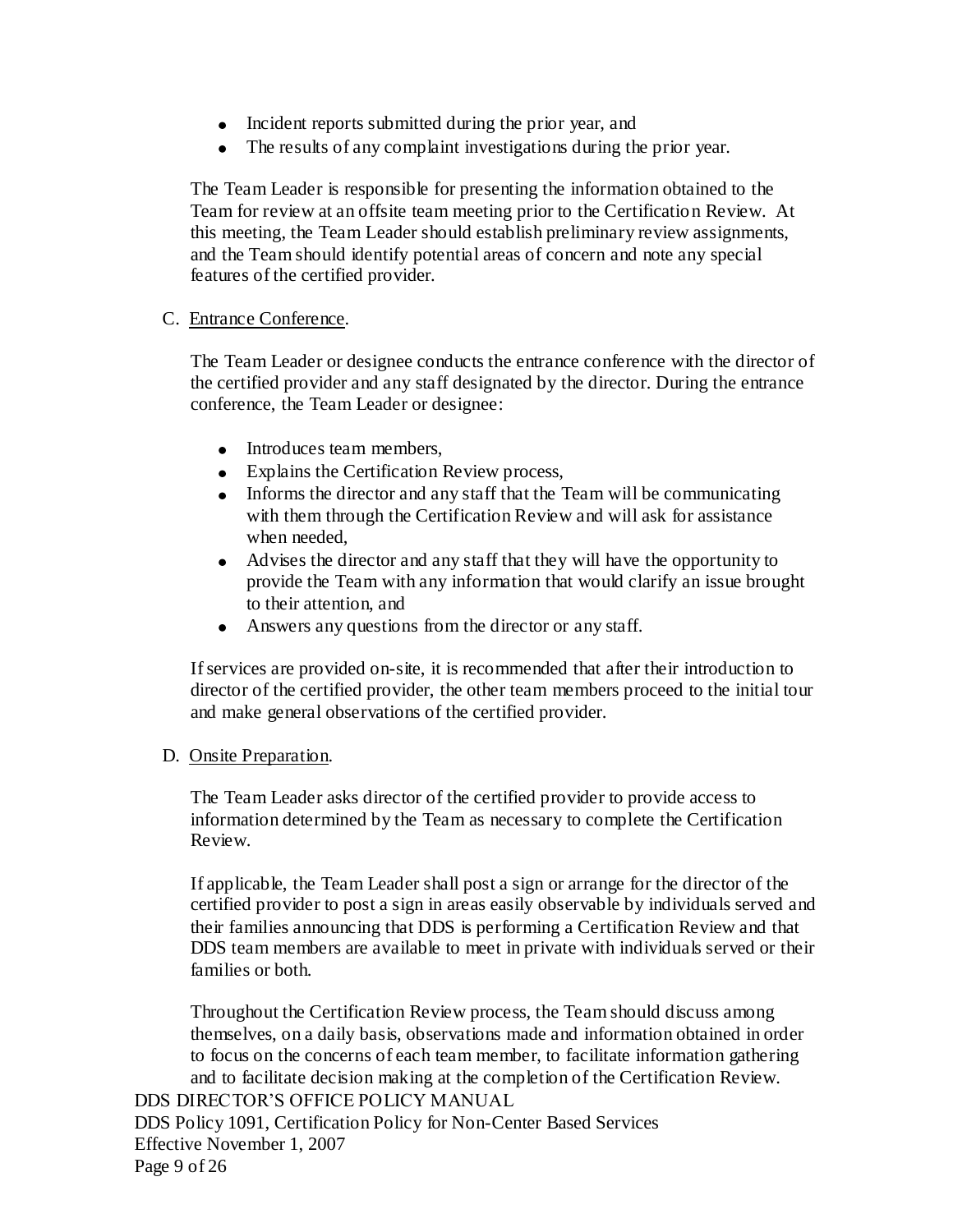- Incident reports submitted during the prior year, and
- The results of any complaint investigations during the prior year.

The Team Leader is responsible for presenting the information obtained to the Team for review at an offsite team meeting prior to the Certification Review. At this meeting, the Team Leader should establish preliminary review assignments, and the Team should identify potential areas of concern and note any special features of the certified provider.

C. Entrance Conference.

The Team Leader or designee conducts the entrance conference with the director of the certified provider and any staff designated by the director. During the entrance conference, the Team Leader or designee:

- Introduces team members,
- Explains the Certification Review process,
- Informs the director and any staff that the Team will be communicating with them through the Certification Review and will ask for assistance when needed,
- Advises the director and any staff that they will have the opportunity to provide the Team with any information that would clarify an issue brought to their attention, and
- Answers any questions from the director or any staff.

If services are provided on-site, it is recommended that after their introduction to director of the certified provider, the other team members proceed to the initial tour and make general observations of the certified provider.

D. Onsite Preparation.

The Team Leader asks director of the certified provider to provide access to information determined by the Team as necessary to complete the Certification Review.

If applicable, the Team Leader shall post a sign or arrange for the director of the certified provider to post a sign in areas easily observable by individuals served and their families announcing that DDS is performing a Certification Review and that DDS team members are available to meet in private with individuals served or their families or both.

Throughout the Certification Review process, the Team should discuss among themselves, on a daily basis, observations made and information obtained in order to focus on the concerns of each team member, to facilitate information gathering and to facilitate decision making at the completion of the Certification Review.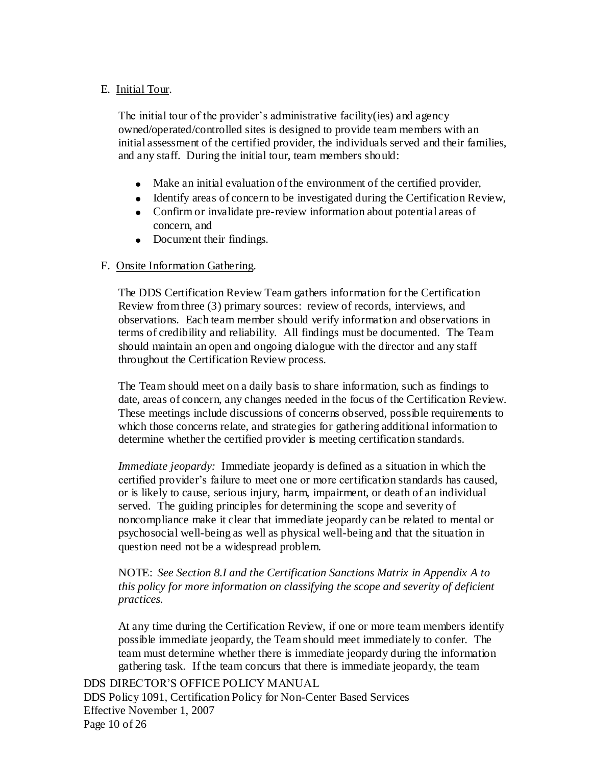E. <u>Initial Tour</u>.

The initial tour of the provider's administrative facility(ies) and agency owned/operated/controlled sites is designed to provide team members with an initial assessment of the certified provider, the individuals served and their families, and any staff. During the initial tour, team members should:

- Make an initial evaluation of the environment of the certified provider,
- Identify areas of concern to be investigated during the Certification Review,
- Confirm or invalidate pre-review information about potential areas of concern, and
- Document their findings.

F. <u>Onsite Information Gathering</u>.

The DDS Certification Review Team gathers information for the Certification Review from three (3) primary sources: review of records, interviews, and observations. Each team member should verify information and observations in terms of credibility and reliability. All findings must be documented. The Team should maintain an open and ongoing dialogue with the director and any staff throughout the Certification Review process.

The Team should meet on a daily basis to share information, such as findings to date, areas of concern, any changes needed in the focus of the Certification Review. These meetings include discussions of concerns observed, possible requirements to which those concerns relate, and strategies for gathering additional information to determine whether the certified provider is meeting certification standards.

*Immediate jeopardy:* Immediate jeopardy is defined as a situation in which the certified provider's failure to meet one or more certification standards has caused, or is likely to cause, serious injury, harm, impairment, or death of an individual served. The guiding principles for determining the scope and severity of noncompliance make it clear that immediate jeopardy can be related to mental or psychosocial well-being as well as physical well-being and that the situation in question need not be a widespread problem.

NOTE: *See Section 8.I and the Certification Sanctions Matrix in Appendix A to this policy for more information on classifying the scope and severity of deficient practices.*

At any time during the Certification Review, if one or more team members identify possible immediate jeopardy, the Team should meet immediately to confer. The team must determine whether there is immediate jeopardy during the information gathering task. If the team concurs that there is immediate jeopardy, the team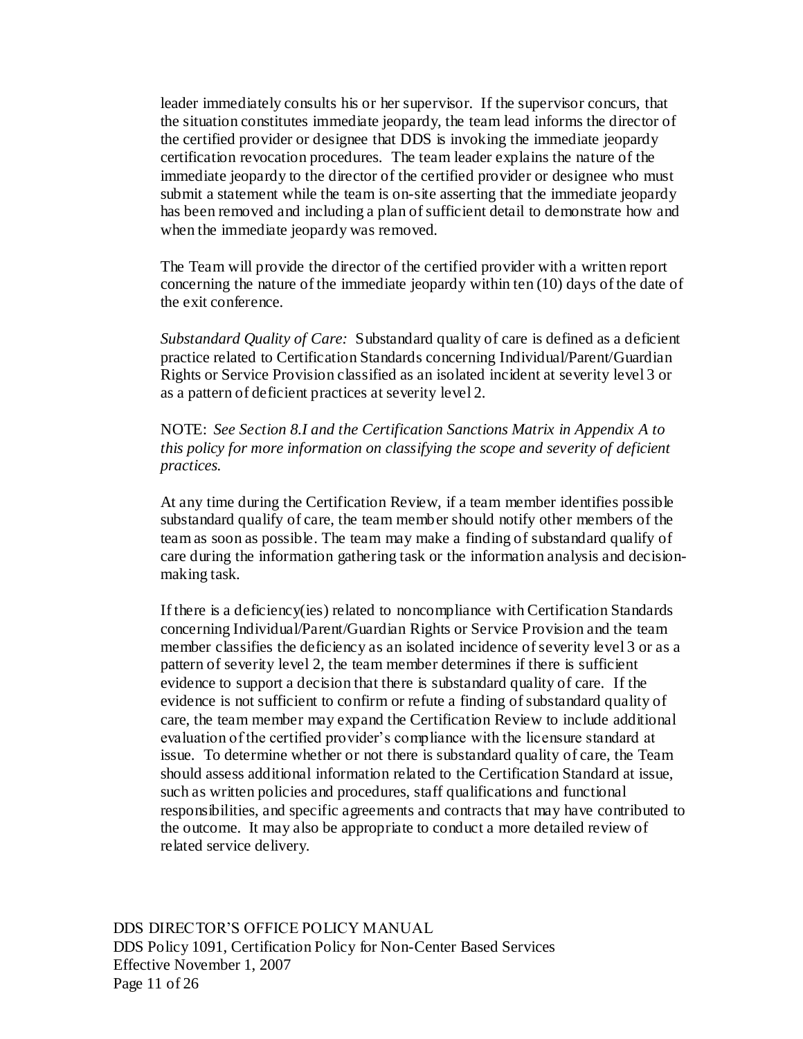leader immediately consults his or her supervisor. If the supervisor concurs, that the situation constitutes immediate jeopardy, the team lead informs the director of the certified provider or designee that DDS is invoking the immediate jeopardy certification revocation procedures. The team leader explains the nature of the immediate jeopardy to the director of the certified provider or designee who must submit a statement while the team is on-site asserting that the immediate jeopardy has been removed and including a plan of sufficient detail to demonstrate how and when the immediate jeopardy was removed.

The Team will provide the director of the certified provider with a written report concerning the nature of the immediate jeopardy within ten (10) days of the date of the exit conference.

*Substandard Quality of Care:* Substandard quality of care is defined as a deficient practice related to Certification Standards concerning Individual/Parent/Guardian Rights or Service Provision classified as an isolated incident at severity level 3 or as a pattern of deficient practices at severity level 2.

NOTE: *See Section 8.I and the Certification Sanctions Matrix in Appendix A to this policy for more information on classifying the scope and severity of deficient practices.*

At any time during the Certification Review, if a team member identifies possible substandard qualify of care, the team member should notify other members of the team as soon as possible. The team may make a finding of substandard qualify of care during the information gathering task or the information analysis and decision-making task.

If there is a deficiency(ies) related to noncompliance with Certification Standards concerning Individual/Parent/Guardian Rights or Service Provision and the team member classifies the deficiency as an isolated incidence of severity level 3 or as a pattern of severity level 2, the team member determines if there is sufficient evidence to support a decision that there is substandard quality of care. If the evidence is not sufficient to confirm or refute a finding of substandard quality of care, the team member may expand the Certification Review to include additional evaluation of the certified provider's compliance with the licensure standard at issue. To determine whether or not there is substandard quality of care, the Team should assess additional information related to the Certification Standard at issue, such as written policies and procedures, staff qualifications and functional responsibilities, and specific agreements and contracts that may have contributed to the outcome. It may also be appropriate to conduct a more detailed review of related service delivery.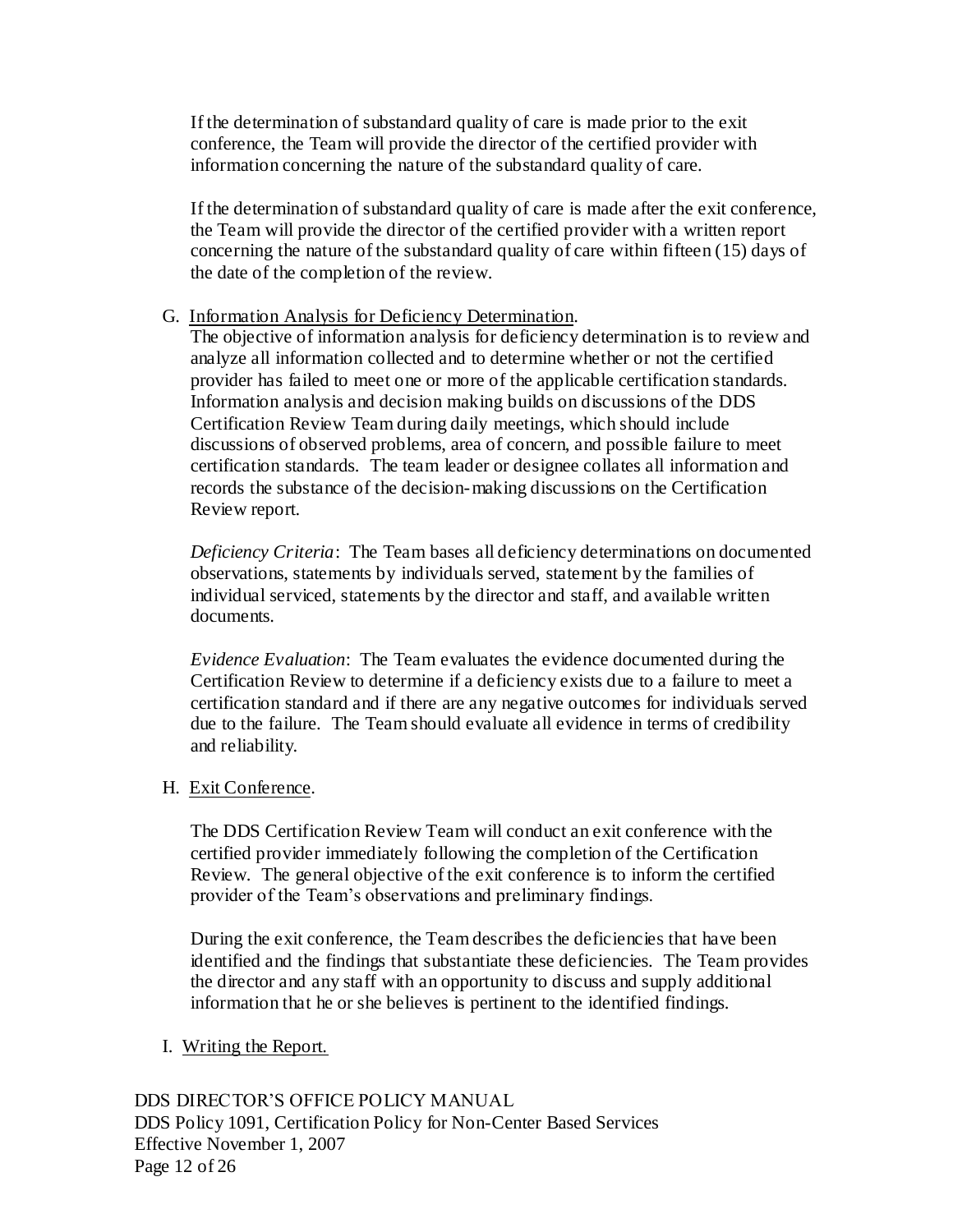If the determination of substandard quality of care is made prior to the exit conference, the Team will provide the director of the certified provider with information concerning the nature of the substandard quality of care.

If the determination of substandard quality of care is made after the exit conference, the Team will provide the director of the certified provider with a written report concerning the nature of the substandard quality of care within fifteen (15) days of the date of the completion of the review.

G. Information Analysis for Deficiency Determination.

The objective of information analysis for deficiency determination is to review and analyze all information collected and to determine whether or not the certified provider has failed to meet one or more of the applicable certification standards. Information analysis and decision making builds on discussions of the DDS Certification Review Team during daily meetings, which should include discussions of observed problems, area of concern, and possible failure to meet certification standards. The team leader or designee collates all information and records the substance of the decision-making discussions on the Certification Review report.

*Deficiency Criteria*: The Team bases all deficiency determinations on documented observations, statements by individuals served, statement by the families of individual serviced, statements by the director and staff, and available written documents.

*Evidence Evaluation*: The Team evaluates the evidence documented during the Certification Review to determine if a deficiency exists due to a failure to meet a certification standard and if there are any negative outcomes for individuals served due to the failure. The Team should evaluate all evidence in terms of credibility and reliability.

H. Exit Conference.

The DDS Certification Review Team will conduct an exit conference with the certified provider immediately following the completion of the Certification Review. The general objective of the exit conference is to inform the certified provider of the Team's observations and preliminary findings.

During the exit conference, the Team describes the deficiencies that have been identified and the findings that substantiate these deficiencies. The Team provides the director and any staff with an opportunity to discuss and supply additional information that he or she believes is pertinent to the identified findings.

I. Writing the Report.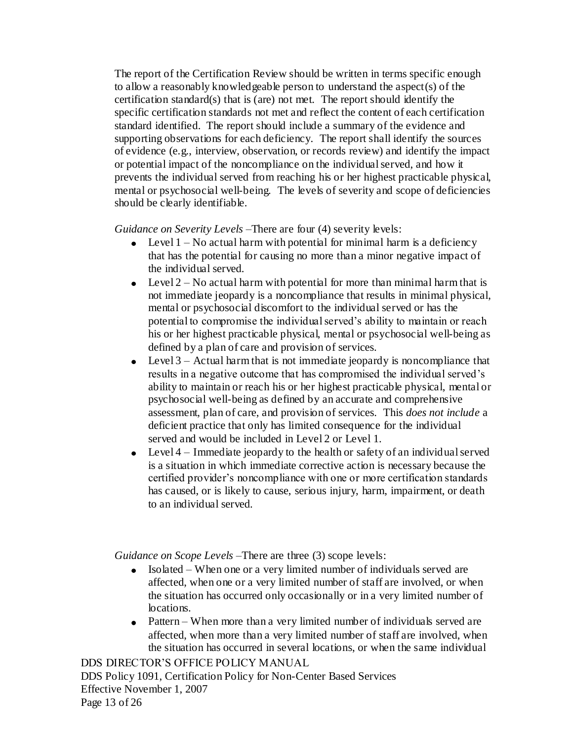The report of the Certification Review should be written in terms specific enough to allow a reasonably knowledgeable person to understand the aspect(s) of the certification standard(s) that is (are) not met. The report should identify the specific certification standards not met and reflect the content of each certification standard identified. The report should include a summary of the evidence and supporting observations for each deficiency. The report shall identify the sources of evidence (e.g., interview, observation, or records review) and identify the impact or potential impact of the noncompliance on the individual served, and how it prevents the individual served from reaching his or her highest practicable physical, mental or psychosocial well-being. The levels of severity and scope of deficiencies should be clearly identifiable.

*Guidance on Severity Levels* –There are four (4) severity levels:

- Level 1 – No actual harm with potential for minimal harm is a deficiency that has the potential for causing no more than a minor negative impact of the individual served.
- Level 2 – No actual harm with potential for more than minimal harm that is not immediate jeopardy is a noncompliance that results in minimal physical, mental or psychosocial discomfort to the individual served or has the potential to compromise the individual served's ability to maintain or reach his or her highest practicable physical, mental or psychosocial well-being as defined by a plan of care and provision of services.
- Level 3 – Actual harm that is not immediate jeopardy is noncompliance that results in a negative outcome that has compromised the individual served's ability to maintain or reach his or her highest practicable physical, mental or psychosocial well-being as defined by an accurate and comprehensive assessment, plan of care, and provision of services. This *does not include* a deficient practice that only has limited consequence for the individual served and would be included in Level 2 or Level 1.
- Level 4 – Immediate jeopardy to the health or safety of an individual served is a situation in which immediate corrective action is necessary because the certified provider's noncompliance with one or more certification standards has caused, or is likely to cause, serious injury, harm, impairment, or death to an individual served.

*Guidance on Scope Levels* –There are three (3) scope levels:

- Isolated – When one or a very limited number of individuals served are affected, when one or a very limited number of staff are involved, or when the situation has occurred only occasionally or in a very limited number of locations.
- Pattern – When more than a very limited number of individuals served are affected, when more than a very limited number of staff are involved, when the situation has occurred in several locations, or when the same individual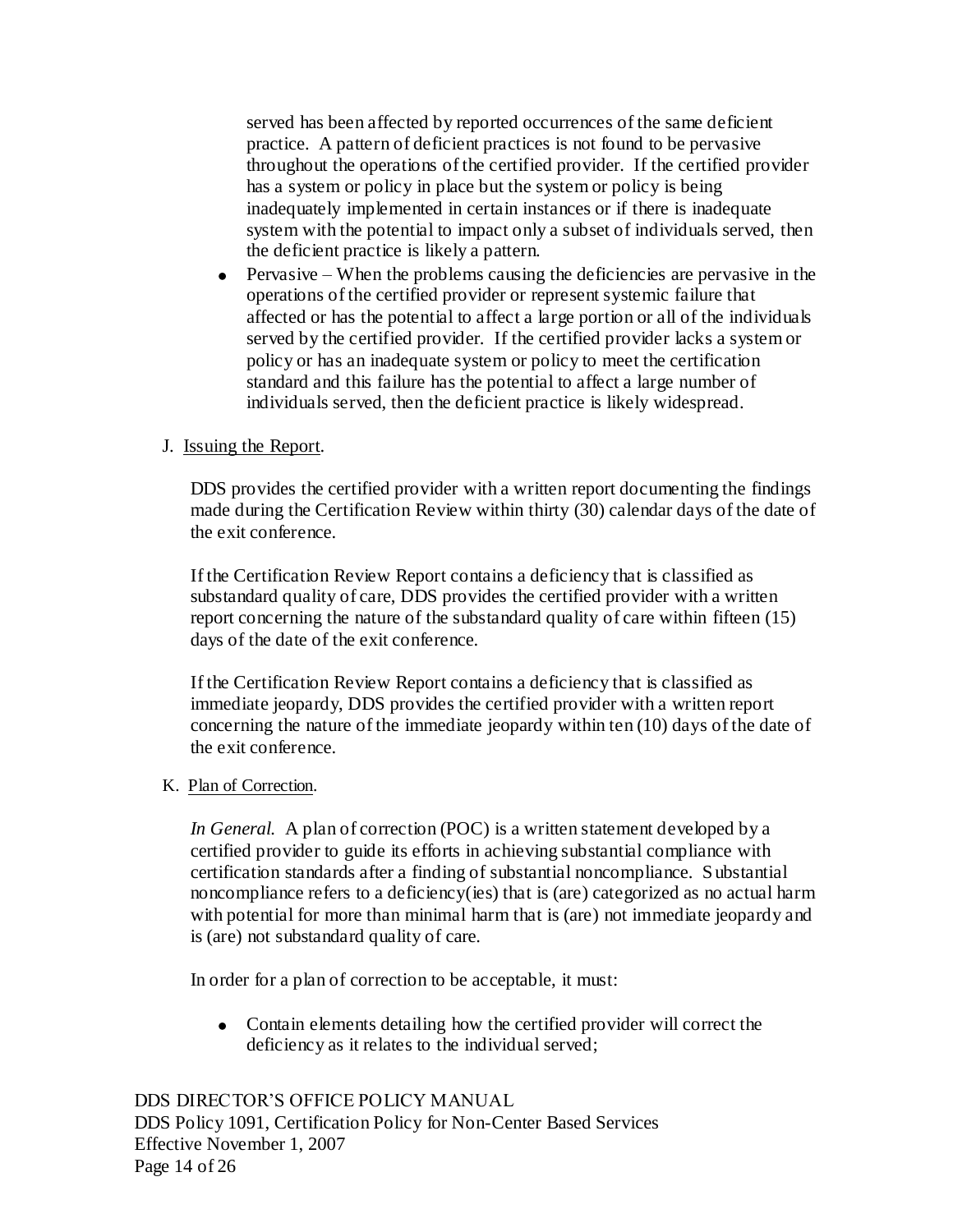served has been affected by reported occurrences of the same deficient practice. A pattern of deficient practices is not found to be pervasive throughout the operations of the certified provider. If the certified provider has a system or policy in place but the system or policy is being inadequately implemented in certain instances or if there is inadequate system with the potential to impact only a subset of individuals served, then the deficient practice is likely a pattern.

- Pervasive – When the problems causing the deficiencies are pervasive in the operations of the certified provider or represent systemic failure that affected or has the potential to affect a large portion or all of the individuals served by the certified provider. If the certified provider lacks a system or policy or has an inadequate system or policy to meet the certification standard and this failure has the potential to affect a large number of individuals served, then the deficient practice is likely widespread.

J. Issuing the Report.

DDS provides the certified provider with a written report documenting the findings made during the Certification Review within thirty (30) calendar days of the date of the exit conference.

If the Certification Review Report contains a deficiency that is classified as substandard quality of care, DDS provides the certified provider with a written report concerning the nature of the substandard quality of care within fifteen (15) days of the date of the exit conference.

If the Certification Review Report contains a deficiency that is classified as immediate jeopardy, DDS provides the certified provider with a written report concerning the nature of the immediate jeopardy within ten (10) days of the date of the exit conference.

K. Plan of Correction.

*In General.* A plan of correction (POC) is a written statement developed by a certified provider to guide its efforts in achieving substantial compliance with certification standards after a finding of substantial noncompliance. Substantial noncompliance refers to a deficiency(ies) that is (are) categorized as no actual harm with potential for more than minimal harm that is (are) not immediate jeopardy and is (are) not substandard quality of care.

In order for a plan of correction to be acceptable, it must:

- Contain elements detailing how the certified provider will correct the deficiency as it relates to the individual served;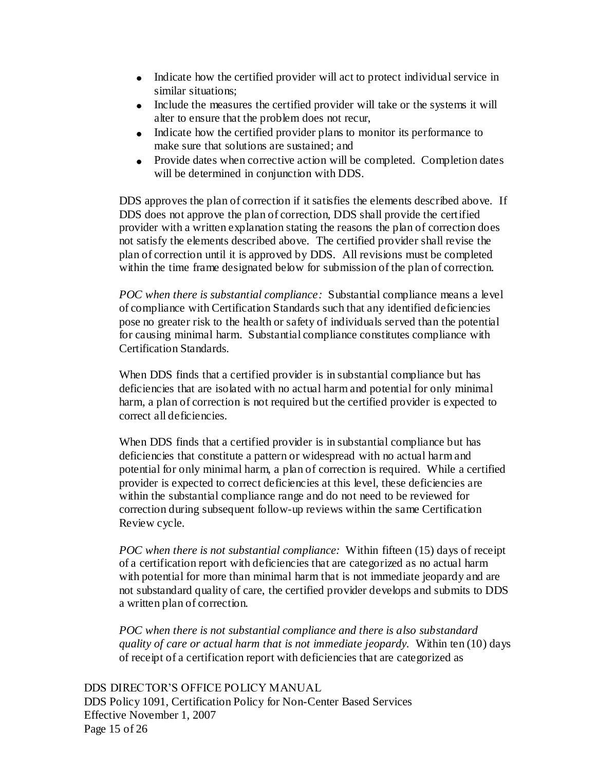- Indicate how the certified provider will act to protect individual service in similar situations;
- Include the measures the certified provider will take or the systems it will alter to ensure that the problem does not recur,
- Indicate how the certified provider plans to monitor its performance to make sure that solutions are sustained; and
- Provide dates when corrective action will be completed. Completion dates will be determined in conjunction with DDS.

DDS approves the plan of correction if it satisfies the elements described above. If DDS does not approve the plan of correction, DDS shall provide the certified provider with a written explanation stating the reasons the plan of correction does not satisfy the elements described above. The certified provider shall revise the plan of correction until it is approved by DDS. All revisions must be completed within the time frame designated below for submission of the plan of correction.

*POC when there is substantial compliance:* Substantial compliance means a level of compliance with Certification Standards such that any identified deficiencies pose no greater risk to the health or safety of individuals served than the potential for causing minimal harm. Substantial compliance constitutes compliance with Certification Standards.

When DDS finds that a certified provider is in substantial compliance but has deficiencies that are isolated with no actual harm and potential for only minimal harm, a plan of correction is not required but the certified provider is expected to correct all deficiencies.

When DDS finds that a certified provider is in substantial compliance but has deficiencies that constitute a pattern or widespread with no actual harm and potential for only minimal harm, a plan of correction is required. While a certified provider is expected to correct deficiencies at this level, these deficiencies are within the substantial compliance range and do not need to be reviewed for correction during subsequent follow-up reviews within the same Certification Review cycle.

*POC when there is not substantial compliance:* Within fifteen (15) days of receipt of a certification report with deficiencies that are categorized as no actual harm with potential for more than minimal harm that is not immediate jeopardy and are not substandard quality of care, the certified provider develops and submits to DDS a written plan of correction.

*POC when there is not substantial compliance and there is also substandard quality of care or actual harm that is not immediate jeopardy.* Within ten (10) days of receipt of a certification report with deficiencies that are categorized as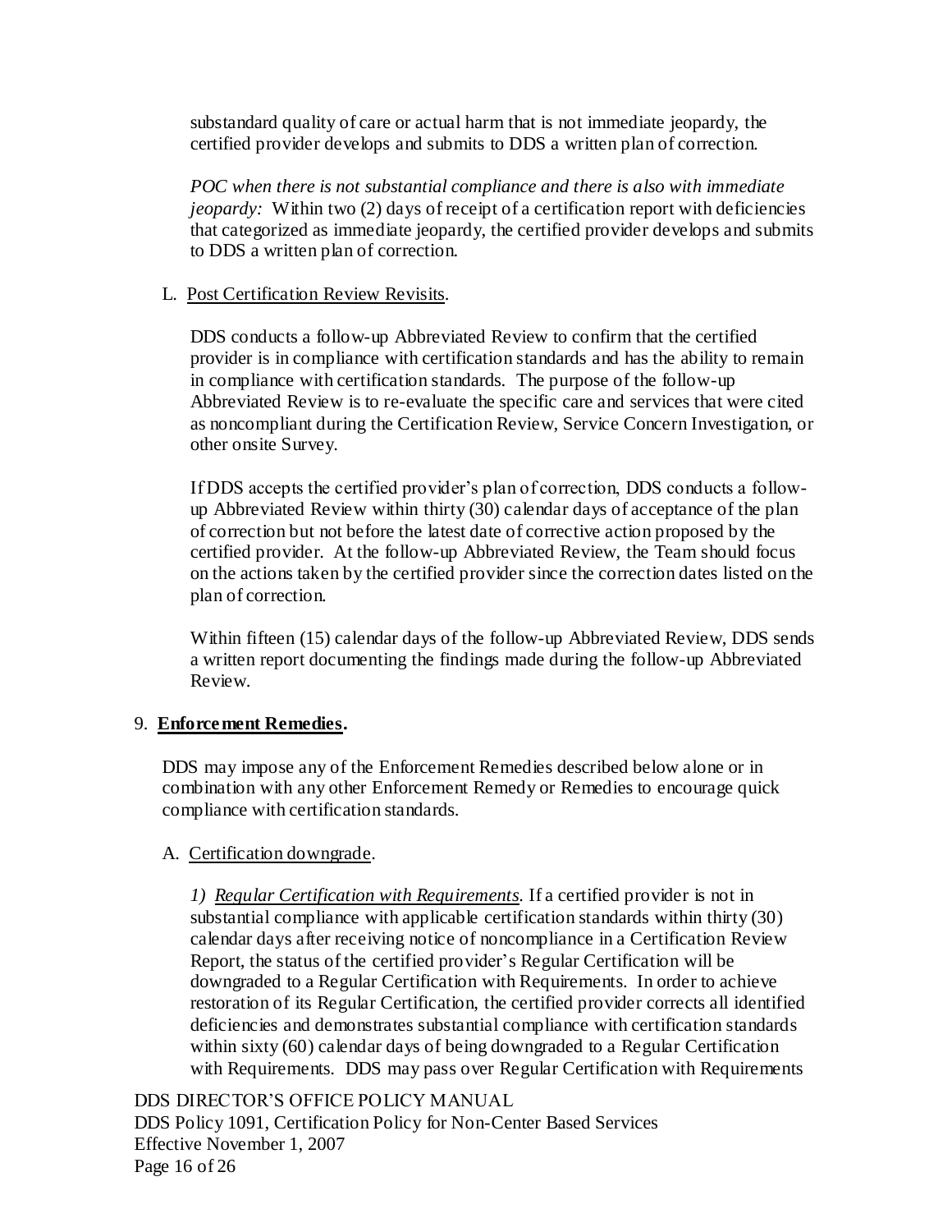substandard quality of care or actual harm that is not immediate jeopardy, the certified provider develops and submits to DDS a written plan of correction.

*POC when there is not substantial compliance and there is also with immediate jeopardy:* Within two (2) days of receipt of a certification report with deficiencies that categorized as immediate jeopardy, the certified provider develops and submits to DDS a written plan of correction.

L. Post Certification Review Revisits.

DDS conducts a follow-up Abbreviated Review to confirm that the certified provider is in compliance with certification standards and has the ability to remain in compliance with certification standards. The purpose of the follow-up Abbreviated Review is to re-evaluate the specific care and services that were cited as noncompliant during the Certification Review, Service Concern Investigation, or other onsite Survey.

If DDS accepts the certified provider's plan of correction, DDS conducts a follow-up Abbreviated Review within thirty (30) calendar days of acceptance of the plan of correction but not before the latest date of corrective action proposed by the certified provider. At the follow-up Abbreviated Review, the Team should focus on the actions taken by the certified provider since the correction dates listed on the plan of correction.

Within fifteen (15) calendar days of the follow-up Abbreviated Review, DDS sends a written report documenting the findings made during the follow-up Abbreviated Review.

9. **Enforcement Remedies.**

DDS may impose any of the Enforcement Remedies described below alone or in combination with any other Enforcement Remedy or Remedies to encourage quick compliance with certification standards.

A. Certification downgrade.

*1) Regular Certification with Requirements.* If a certified provider is not in substantial compliance with applicable certification standards within thirty (30) calendar days after receiving notice of noncompliance in a Certification Review Report, the status of the certified provider's Regular Certification will be downgraded to a Regular Certification with Requirements. In order to achieve restoration of its Regular Certification, the certified provider corrects all identified deficiencies and demonstrates substantial compliance with certification standards within sixty (60) calendar days of being downgraded to a Regular Certification with Requirements. DDS may pass over Regular Certification with Requirements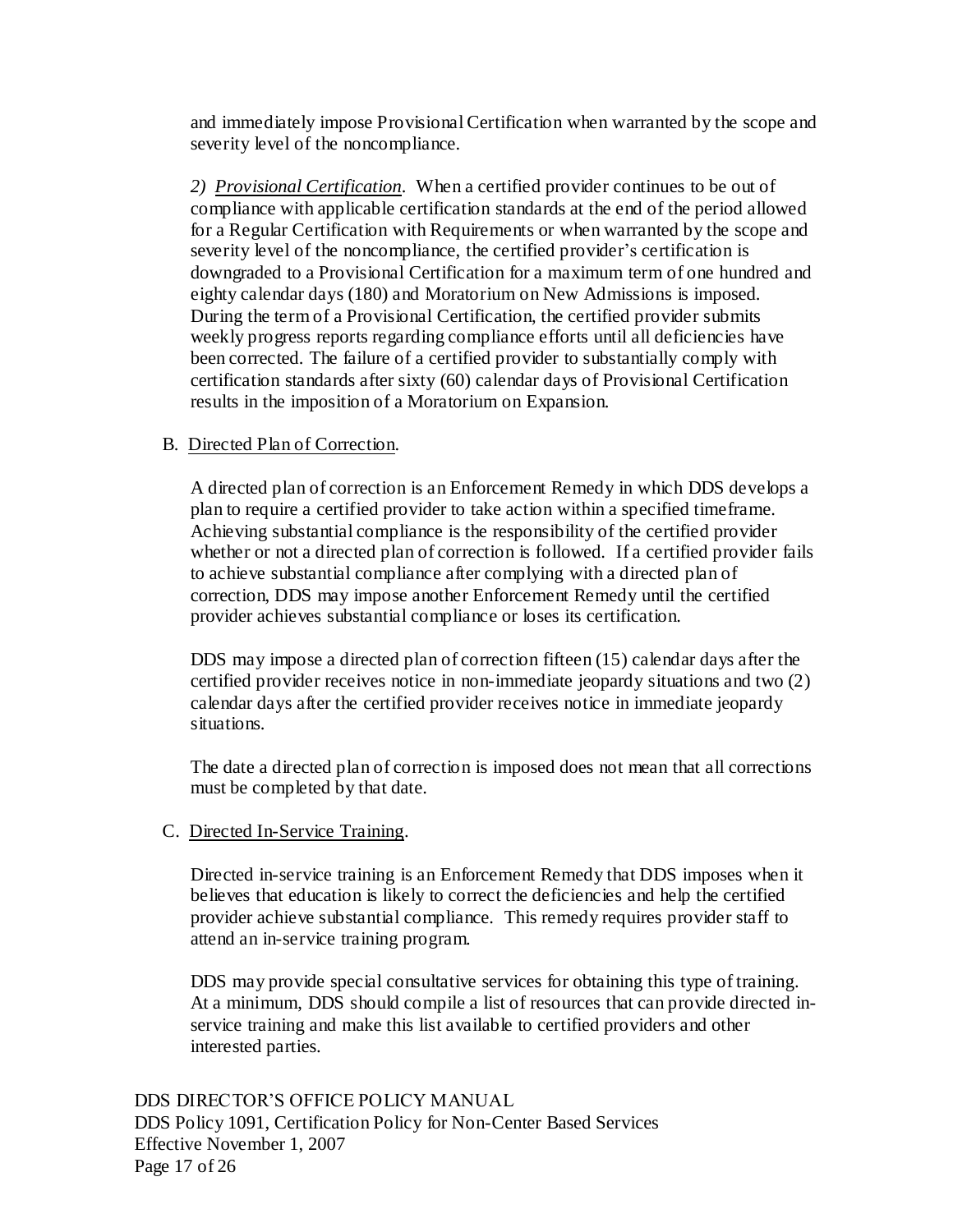and immediately impose Provisional Certification when warranted by the scope and severity level of the noncompliance.

*2) <u>Provisional Certification</u>*. When a certified provider continues to be out of compliance with applicable certification standards at the end of the period allowed for a Regular Certification with Requirements or when warranted by the scope and severity level of the noncompliance, the certified provider's certification is downgraded to a Provisional Certification for a maximum term of one hundred and eighty calendar days (180) and Moratorium on New Admissions is imposed. During the term of a Provisional Certification, the certified provider submits weekly progress reports regarding compliance efforts until all deficiencies have been corrected. The failure of a certified provider to substantially comply with certification standards after sixty (60) calendar days of Provisional Certification results in the imposition of a Moratorium on Expansion.

B. <u>Directed Plan of Correction</u>.

A directed plan of correction is an Enforcement Remedy in which DDS develops a plan to require a certified provider to take action within a specified timeframe. Achieving substantial compliance is the responsibility of the certified provider whether or not a directed plan of correction is followed. If a certified provider fails to achieve substantial compliance after complying with a directed plan of correction, DDS may impose another Enforcement Remedy until the certified provider achieves substantial compliance or loses its certification.

DDS may impose a directed plan of correction fifteen (15) calendar days after the certified provider receives notice in non-immediate jeopardy situations and two (2) calendar days after the certified provider receives notice in immediate jeopardy situations.

The date a directed plan of correction is imposed does not mean that all corrections must be completed by that date.

C. <u>Directed In-Service Training</u>.

Directed in-service training is an Enforcement Remedy that DDS imposes when it believes that education is likely to correct the deficiencies and help the certified provider achieve substantial compliance. This remedy requires provider staff to attend an in-service training program.

DDS may provide special consultative services for obtaining this type of training. At a minimum, DDS should compile a list of resources that can provide directed in-service training and make this list available to certified providers and other interested parties.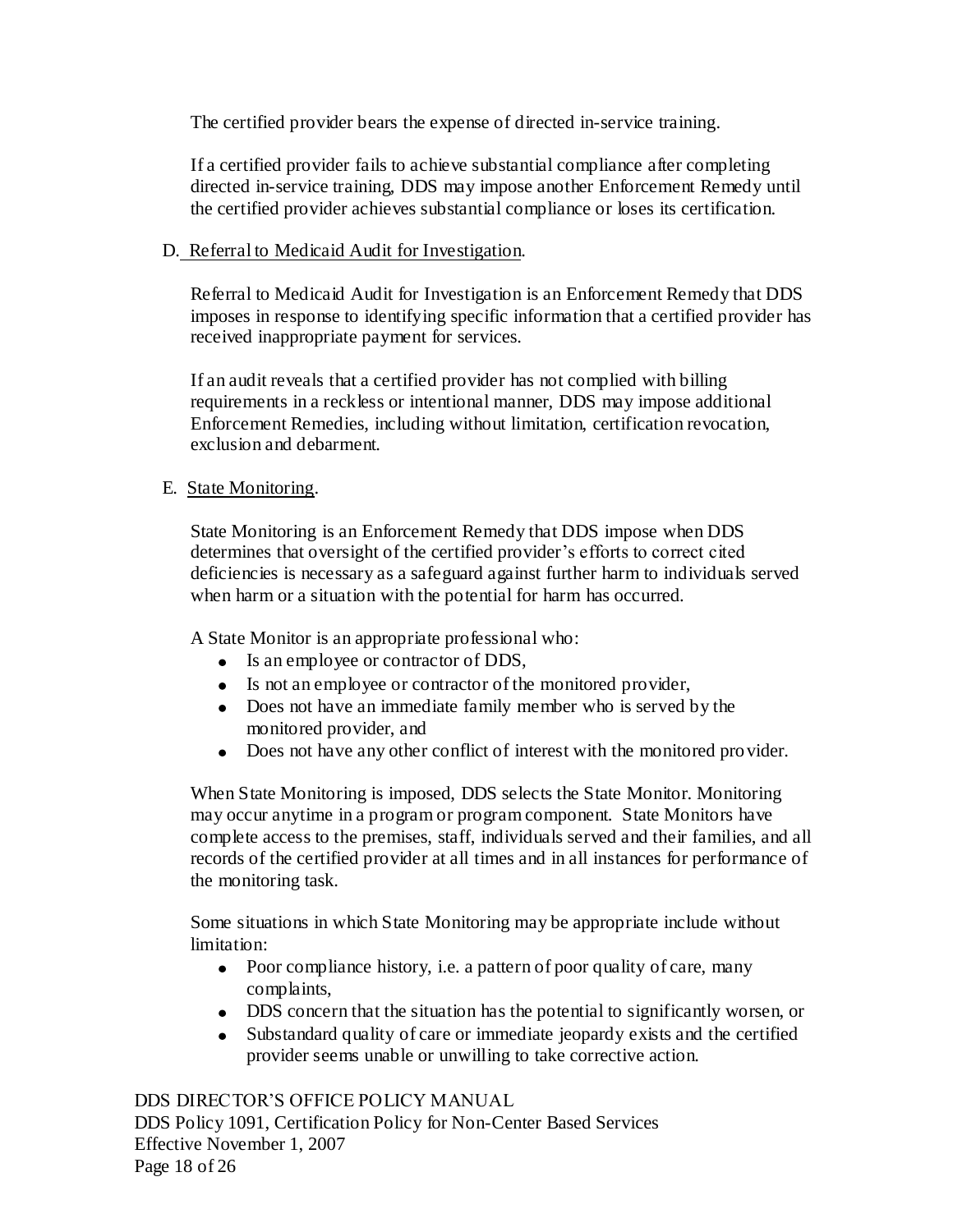The certified provider bears the expense of directed in-service training.

If a certified provider fails to achieve substantial compliance after completing directed in-service training, DDS may impose another Enforcement Remedy until the certified provider achieves substantial compliance or loses its certification.

D. Referral to Medicaid Audit for Investigation.

Referral to Medicaid Audit for Investigation is an Enforcement Remedy that DDS imposes in response to identifying specific information that a certified provider has received inappropriate payment for services.

If an audit reveals that a certified provider has not complied with billing requirements in a reckless or intentional manner, DDS may impose additional Enforcement Remedies, including without limitation, certification revocation, exclusion and debarment.

E. State Monitoring.

State Monitoring is an Enforcement Remedy that DDS impose when DDS determines that oversight of the certified provider's efforts to correct cited deficiencies is necessary as a safeguard against further harm to individuals served when harm or a situation with the potential for harm has occurred.

A State Monitor is an appropriate professional who:

- Is an employee or contractor of DDS,
- Is not an employee or contractor of the monitored provider,
- Does not have an immediate family member who is served by the monitored provider, and
- Does not have any other conflict of interest with the monitored provider.

When State Monitoring is imposed, DDS selects the State Monitor. Monitoring may occur anytime in a program or program component. State Monitors have complete access to the premises, staff, individuals served and their families, and all records of the certified provider at all times and in all instances for performance of the monitoring task.

Some situations in which State Monitoring may be appropriate include without limitation:

- Poor compliance history, i.e. a pattern of poor quality of care, many complaints,
- DDS concern that the situation has the potential to significantly worsen, or
- Substandard quality of care or immediate jeopardy exists and the certified provider seems unable or unwilling to take corrective action.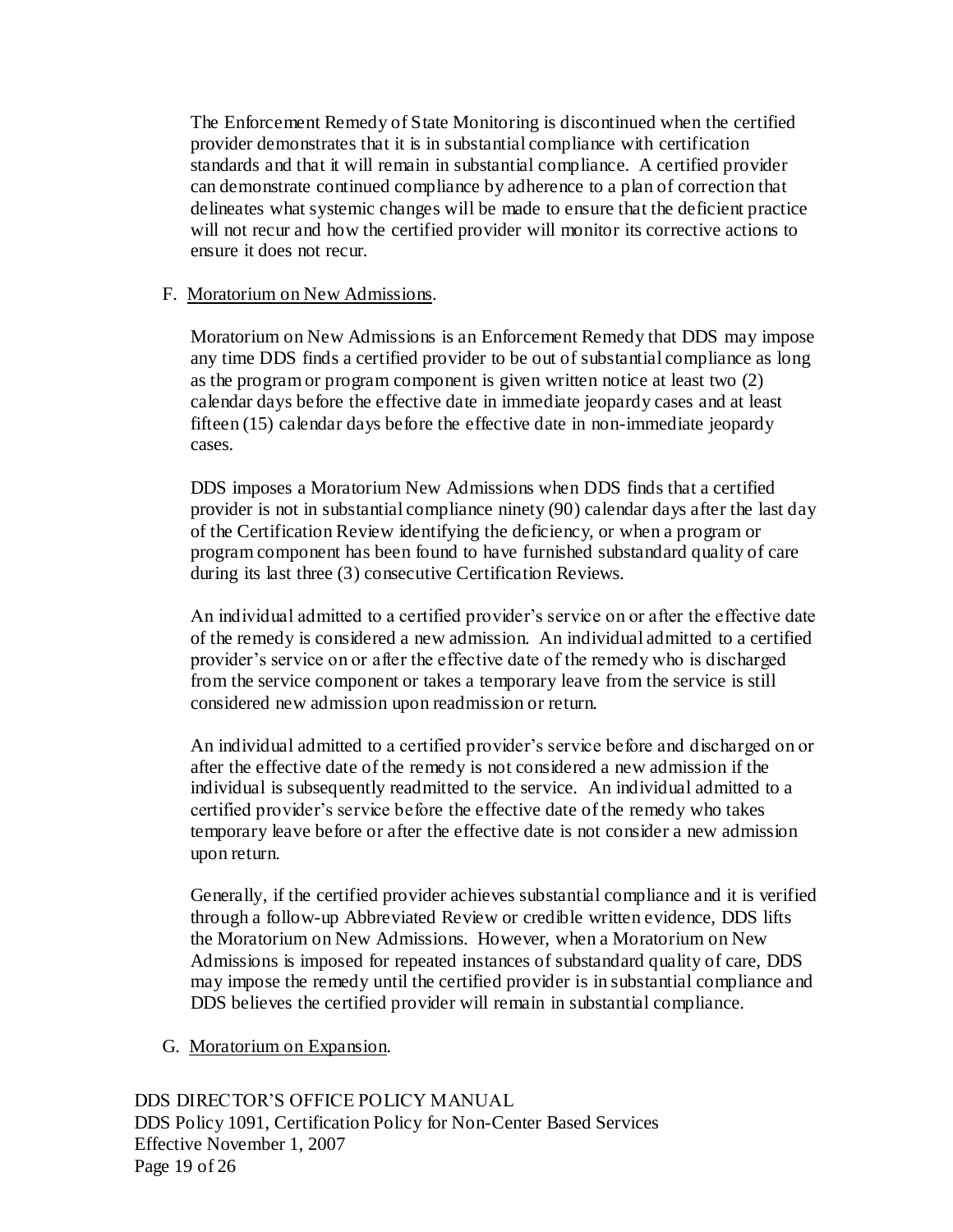The Enforcement Remedy of State Monitoring is discontinued when the certified provider demonstrates that it is in substantial compliance with certification standards and that it will remain in substantial compliance. A certified provider can demonstrate continued compliance by adherence to a plan of correction that delineates what systemic changes will be made to ensure that the deficient practice will not recur and how the certified provider will monitor its corrective actions to ensure it does not recur.

F. Moratorium on New Admissions.

Moratorium on New Admissions is an Enforcement Remedy that DDS may impose any time DDS finds a certified provider to be out of substantial compliance as long as the program or program component is given written notice at least two (2) calendar days before the effective date in immediate jeopardy cases and at least fifteen (15) calendar days before the effective date in non-immediate jeopardy cases.

DDS imposes a Moratorium New Admissions when DDS finds that a certified provider is not in substantial compliance ninety (90) calendar days after the last day of the Certification Review identifying the deficiency, or when a program or program component has been found to have furnished substandard quality of care during its last three (3) consecutive Certification Reviews.

An individual admitted to a certified provider's service on or after the effective date of the remedy is considered a new admission. An individual admitted to a certified provider's service on or after the effective date of the remedy who is discharged from the service component or takes a temporary leave from the service is still considered new admission upon readmission or return.

An individual admitted to a certified provider's service before and discharged on or after the effective date of the remedy is not considered a new admission if the individual is subsequently readmitted to the service. An individual admitted to a certified provider's service before the effective date of the remedy who takes temporary leave before or after the effective date is not consider a new admission upon return.

Generally, if the certified provider achieves substantial compliance and it is verified through a follow-up Abbreviated Review or credible written evidence, DDS lifts the Moratorium on New Admissions. However, when a Moratorium on New Admissions is imposed for repeated instances of substandard quality of care, DDS may impose the remedy until the certified provider is in substantial compliance and DDS believes the certified provider will remain in substantial compliance.

G. Moratorium on Expansion.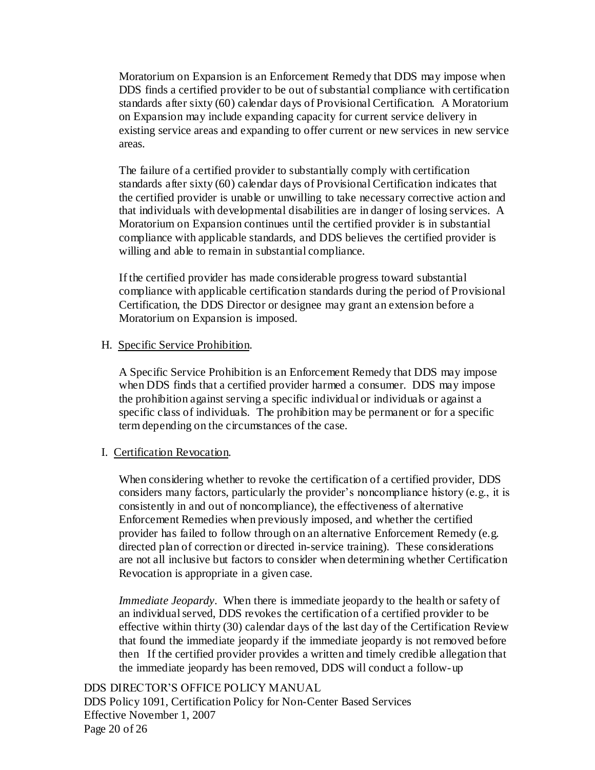Moratorium on Expansion is an Enforcement Remedy that DDS may impose when DDS finds a certified provider to be out of substantial compliance with certification standards after sixty (60) calendar days of Provisional Certification. A Moratorium on Expansion may include expanding capacity for current service delivery in existing service areas and expanding to offer current or new services in new service areas.

The failure of a certified provider to substantially comply with certification standards after sixty (60) calendar days of Provisional Certification indicates that the certified provider is unable or unwilling to take necessary corrective action and that individuals with developmental disabilities are in danger of losing services. A Moratorium on Expansion continues until the certified provider is in substantial compliance with applicable standards, and DDS believes the certified provider is willing and able to remain in substantial compliance.

If the certified provider has made considerable progress toward substantial compliance with applicable certification standards during the period of Provisional Certification, the DDS Director or designee may grant an extension before a Moratorium on Expansion is imposed.

H. <u>Specific Service Prohibition</u>.

A Specific Service Prohibition is an Enforcement Remedy that DDS may impose when DDS finds that a certified provider harmed a consumer. DDS may impose the prohibition against serving a specific individual or individuals or against a specific class of individuals. The prohibition may be permanent or for a specific term depending on the circumstances of the case.

I. <u>Certification Revocation</u>.

When considering whether to revoke the certification of a certified provider, DDS considers many factors, particularly the provider's noncompliance history (e.g., it is consistently in and out of noncompliance), the effectiveness of alternative Enforcement Remedies when previously imposed, and whether the certified provider has failed to follow through on an alternative Enforcement Remedy (e.g. directed plan of correction or directed in-service training). These considerations are not all inclusive but factors to consider when determining whether Certification Revocation is appropriate in a given case.

*Immediate Jeopardy*. When there is immediate jeopardy to the health or safety of an individual served, DDS revokes the certification of a certified provider to be effective within thirty (30) calendar days of the last day of the Certification Review that found the immediate jeopardy if the immediate jeopardy is not removed before then If the certified provider provides a written and timely credible allegation that the immediate jeopardy has been removed, DDS will conduct a follow-up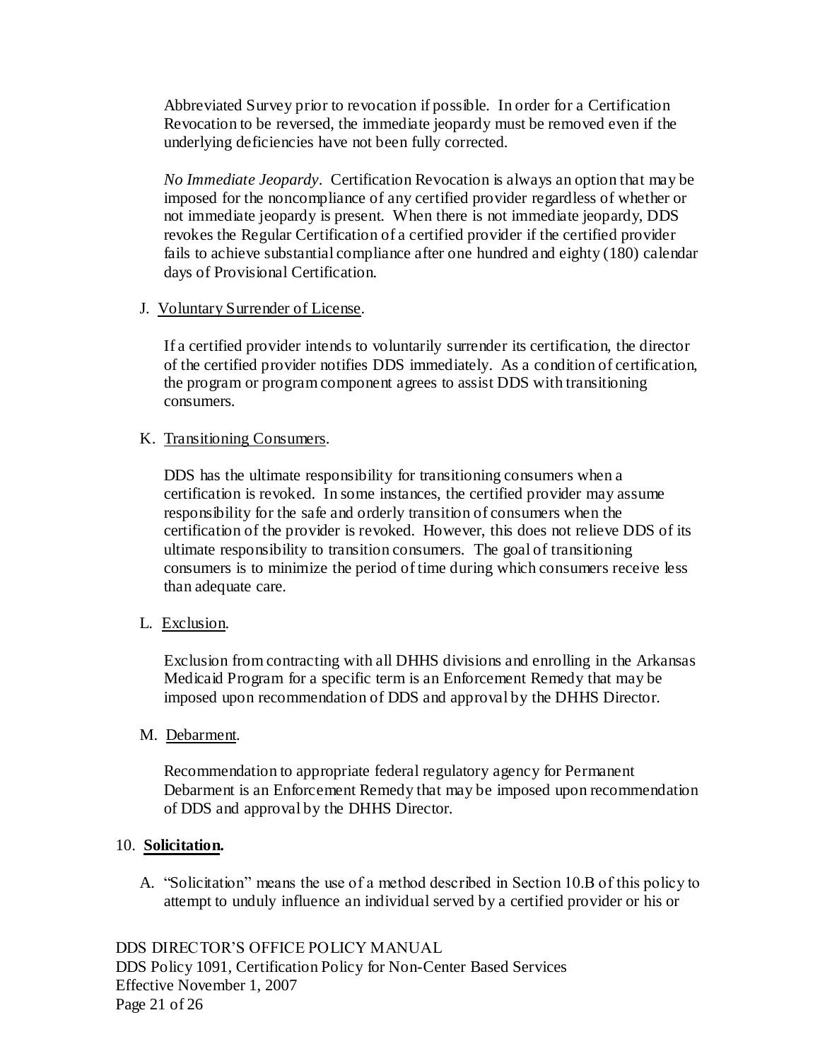Abbreviated Survey prior to revocation if possible. In order for a Certification Revocation to be reversed, the immediate jeopardy must be removed even if the underlying deficiencies have not been fully corrected.

*No Immediate Jeopardy*. Certification Revocation is always an option that may be imposed for the noncompliance of any certified provider regardless of whether or not immediate jeopardy is present. When there is not immediate jeopardy, DDS revokes the Regular Certification of a certified provider if the certified provider fails to achieve substantial compliance after one hundred and eighty (180) calendar days of Provisional Certification.

J. Voluntary Surrender of License.

If a certified provider intends to voluntarily surrender its certification, the director of the certified provider notifies DDS immediately. As a condition of certification, the program or program component agrees to assist DDS with transitioning consumers.

K. Transitioning Consumers.

DDS has the ultimate responsibility for transitioning consumers when a certification is revoked. In some instances, the certified provider may assume responsibility for the safe and orderly transition of consumers when the certification of the provider is revoked. However, this does not relieve DDS of its ultimate responsibility to transition consumers. The goal of transitioning consumers is to minimize the period of time during which consumers receive less than adequate care.

L. Exclusion.

Exclusion from contracting with all DHHS divisions and enrolling in the Arkansas Medicaid Program for a specific term is an Enforcement Remedy that may be imposed upon recommendation of DDS and approval by the DHHS Director.

M. Debarment.

Recommendation to appropriate federal regulatory agency for Permanent Debarment is an Enforcement Remedy that may be imposed upon recommendation of DDS and approval by the DHHS Director.

10. **Solicitation.**

A. "Solicitation" means the use of a method described in Section 10.B of this policy to attempt to unduly influence an individual served by a certified provider or his or

DDS DIRECTOR'S OFFICE POLICY MANUAL
DDS Policy 1091, Certification Policy for Non-Center Based Services
Effective November 1, 2007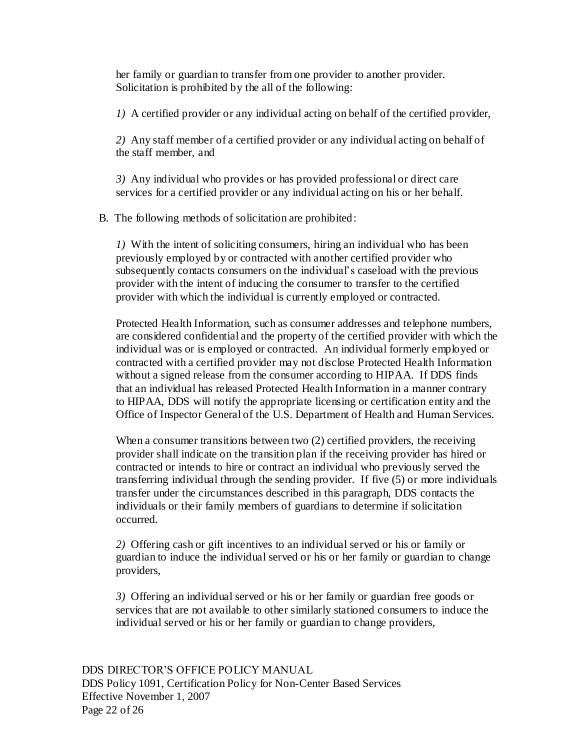her family or guardian to transfer from one provider to another provider. Solicitation is prohibited by the all of the following:

*1)* A certified provider or any individual acting on behalf of the certified provider,

*2)* Any staff member of a certified provider or any individual acting on behalf of the staff member, and

*3)* Any individual who provides or has provided professional or direct care services for a certified provider or any individual acting on his or her behalf.

B. The following methods of solicitation are prohibited:

*1)* With the intent of soliciting consumers, hiring an individual who has been previously employed by or contracted with another certified provider who subsequently contacts consumers on the individual's caseload with the previous provider with the intent of inducing the consumer to transfer to the certified provider with which the individual is currently employed or contracted.

Protected Health Information, such as consumer addresses and telephone numbers, are considered confidential and the property of the certified provider with which the individual was or is employed or contracted. An individual formerly employed or contracted with a certified provider may not disclose Protected Health Information without a signed release from the consumer according to HIPAA. If DDS finds that an individual has released Protected Health Information in a manner contrary to HIPAA, DDS will notify the appropriate licensing or certification entity and the Office of Inspector General of the U.S. Department of Health and Human Services.

When a consumer transitions between two (2) certified providers, the receiving provider shall indicate on the transition plan if the receiving provider has hired or contracted or intends to hire or contract an individual who previously served the transferring individual through the sending provider. If five (5) or more individuals transfer under the circumstances described in this paragraph, DDS contacts the individuals or their family members of guardians to determine if solicitation occurred.

*2)* Offering cash or gift incentives to an individual served or his or family or guardian to induce the individual served or his or her family or guardian to change providers,

*3)* Offering an individual served or his or her family or guardian free goods or services that are not available to other similarly stationed consumers to induce the individual served or his or her family or guardian to change providers,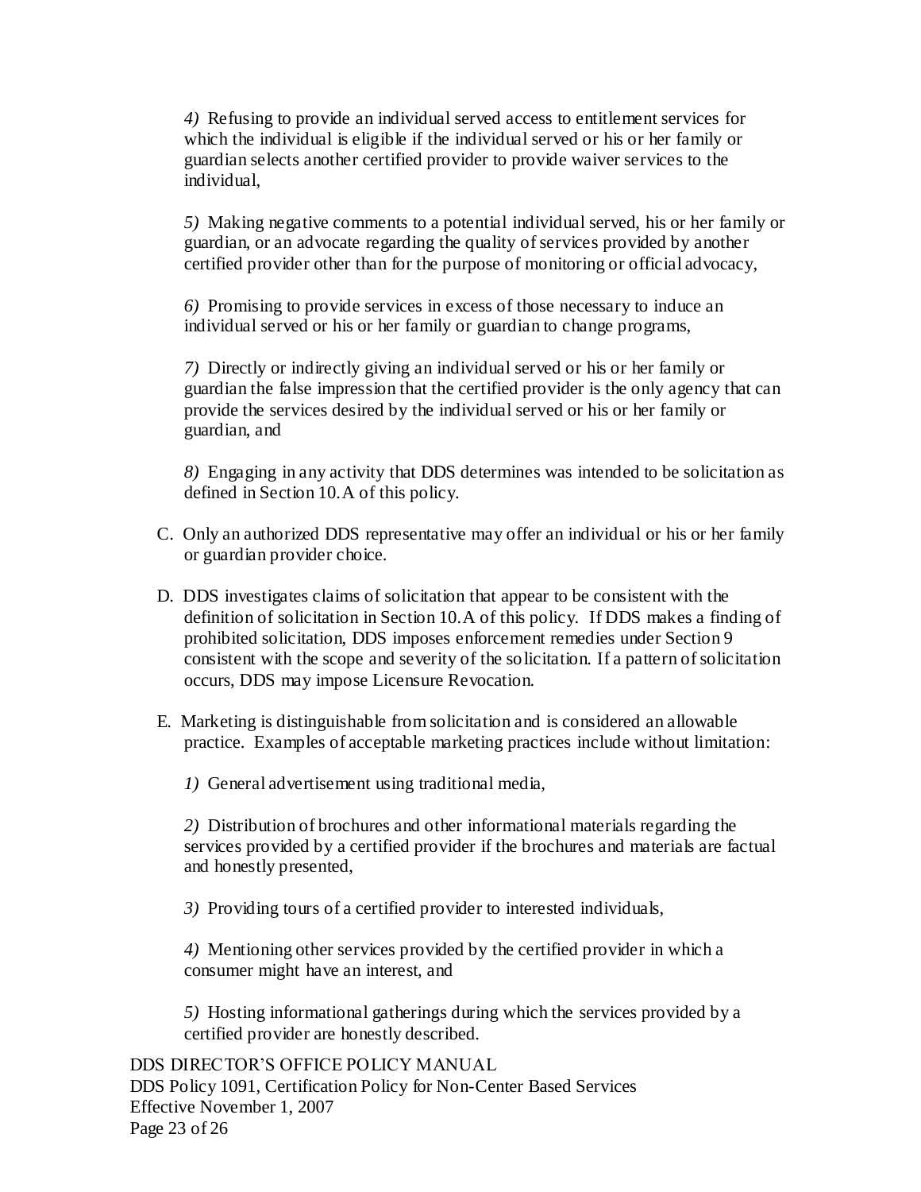*4)* Refusing to provide an individual served access to entitlement services for which the individual is eligible if the individual served or his or her family or guardian selects another certified provider to provide waiver services to the individual,

*5)* Making negative comments to a potential individual served, his or her family or guardian, or an advocate regarding the quality of services provided by another certified provider other than for the purpose of monitoring or official advocacy,

*6)* Promising to provide services in excess of those necessary to induce an individual served or his or her family or guardian to change programs,

*7)* Directly or indirectly giving an individual served or his or her family or guardian the false impression that the certified provider is the only agency that can provide the services desired by the individual served or his or her family or guardian, and

*8)* Engaging in any activity that DDS determines was intended to be solicitation as defined in Section 10.A of this policy.

C. Only an authorized DDS representative may offer an individual or his or her family or guardian provider choice.

D. DDS investigates claims of solicitation that appear to be consistent with the definition of solicitation in Section 10.A of this policy. If DDS makes a finding of prohibited solicitation, DDS imposes enforcement remedies under Section 9 consistent with the scope and severity of the solicitation. If a pattern of solicitation occurs, DDS may impose Licensure Revocation.

E. Marketing is distinguishable from solicitation and is considered an allowable practice. Examples of acceptable marketing practices include without limitation:

*1)* General advertisement using traditional media,

*2)* Distribution of brochures and other informational materials regarding the services provided by a certified provider if the brochures and materials are factual and honestly presented,

*3)* Providing tours of a certified provider to interested individuals,

*4)* Mentioning other services provided by the certified provider in which a consumer might have an interest, and

*5)* Hosting informational gatherings during which the services provided by a certified provider are honestly described.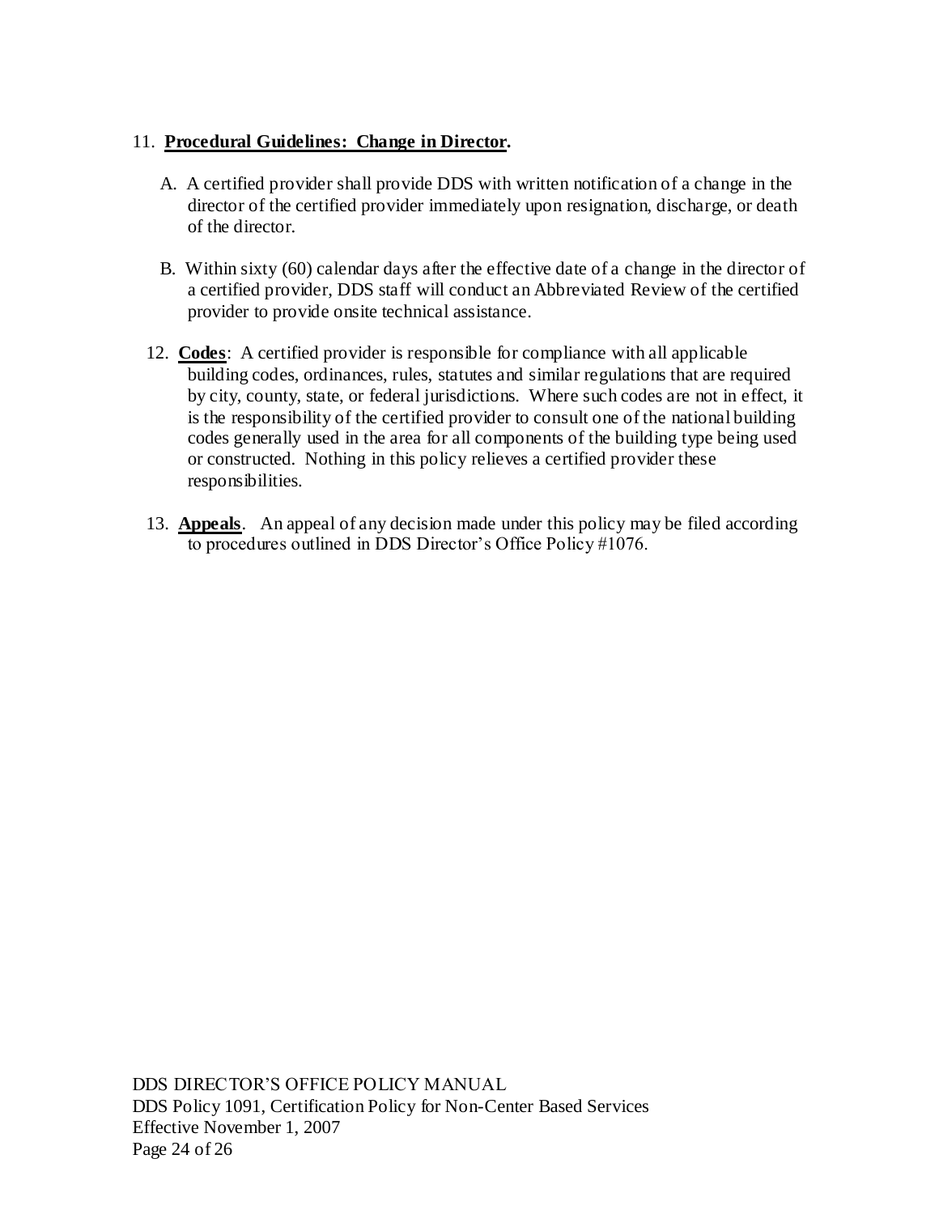11. **Procedural Guidelines: Change in Director.**

    A. A certified provider shall provide DDS with written notification of a change in the director of the certified provider immediately upon resignation, discharge, or death of the director.

    B. Within sixty (60) calendar days after the effective date of a change in the director of a certified provider, DDS staff will conduct an Abbreviated Review of the certified provider to provide onsite technical assistance.

12. **Codes**: A certified provider is responsible for compliance with all applicable building codes, ordinances, rules, statutes and similar regulations that are required by city, county, state, or federal jurisdictions. Where such codes are not in effect, it is the responsibility of the certified provider to consult one of the national building codes generally used in the area for all components of the building type being used or constructed. Nothing in this policy relieves a certified provider these responsibilities.

13. **Appeals**. An appeal of any decision made under this policy may be filed according to procedures outlined in DDS Director's Office Policy #1076.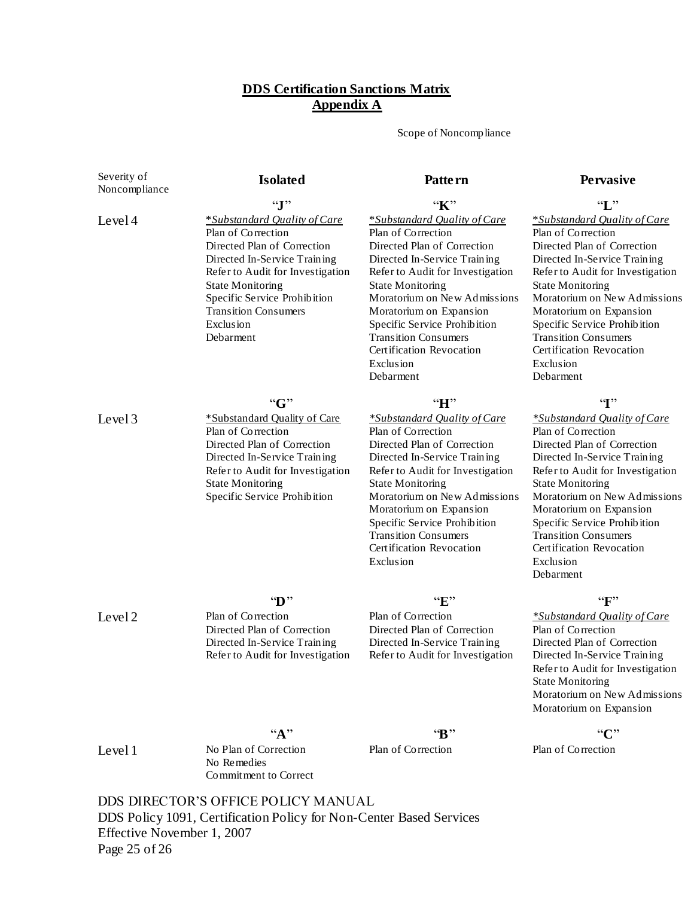**DDS Certification Sanctions Matrix**
**Appendix A**

Scope of Noncompliance

| Severity of Noncompliance | Isolated | Pattern | Pervasive |
|---|---|---|---|
| Level 4 | **"J"**<br>*\*Substandard Quality of Care*<br>Plan of Correction<br>Directed Plan of Correction<br>Directed In-Service Training<br>Refer to Audit for Investigation<br>State Monitoring<br>Specific Service Prohibition<br>Transition Consumers<br>Exclusion<br>Debarment | **"K"**<br>*\*Substandard Quality of Care*<br>Plan of Correction<br>Directed Plan of Correction<br>Directed In-Service Training<br>Refer to Audit for Investigation<br>State Monitoring<br>Moratorium on New Admissions<br>Moratorium on Expansion<br>Specific Service Prohibition<br>Transition Consumers<br>Certification Revocation<br>Exclusion<br>Debarment | **"L"**<br>*\*Substandard Quality of Care*<br>Plan of Correction<br>Directed Plan of Correction<br>Directed In-Service Training<br>Refer to Audit for Investigation<br>State Monitoring<br>Moratorium on New Admissions<br>Moratorium on Expansion<br>Specific Service Prohibition<br>Transition Consumers<br>Certification Revocation<br>Exclusion<br>Debarment |
| Level 3 | **"G"**<br>\*Substandard Quality of Care<br>Plan of Correction<br>Directed Plan of Correction<br>Directed In-Service Training<br>Refer to Audit for Investigation<br>State Monitoring<br>Specific Service Prohibition | **"H"**<br>*\*Substandard Quality of Care*<br>Plan of Correction<br>Directed Plan of Correction<br>Directed In-Service Training<br>Refer to Audit for Investigation<br>State Monitoring<br>Moratorium on New Admissions<br>Moratorium on Expansion<br>Specific Service Prohibition<br>Transition Consumers<br>Certification Revocation<br>Exclusion | **"I"**<br>*\*Substandard Quality of Care*<br>Plan of Correction<br>Directed Plan of Correction<br>Directed In-Service Training<br>Refer to Audit for Investigation<br>State Monitoring<br>Moratorium on New Admissions<br>Moratorium on Expansion<br>Specific Service Prohibition<br>Transition Consumers<br>Certification Revocation<br>Exclusion<br>Debarment |
| Level 2 | **"D"**<br>Plan of Correction<br>Directed Plan of Correction<br>Directed In-Service Training<br>Refer to Audit for Investigation | **"E"**<br>Plan of Correction<br>Directed Plan of Correction<br>Directed In-Service Training<br>Refer to Audit for Investigation | **"F"**<br>*\*Substandard Quality of Care*<br>Plan of Correction<br>Directed Plan of Correction<br>Directed In-Service Training<br>Refer to Audit for Investigation<br>State Monitoring<br>Moratorium on New Admissions<br>Moratorium on Expansion |
| Level 1 | **"A"**<br>No Plan of Correction<br>No Remedies<br>Commitment to Correct | **"B"**<br>Plan of Correction | **"C"**<br>Plan of Correction |

DDS DIRECTOR'S OFFICE POLICY MANUAL
DDS Policy 1091, Certification Policy for Non-Center Based Services
Effective November 1, 2007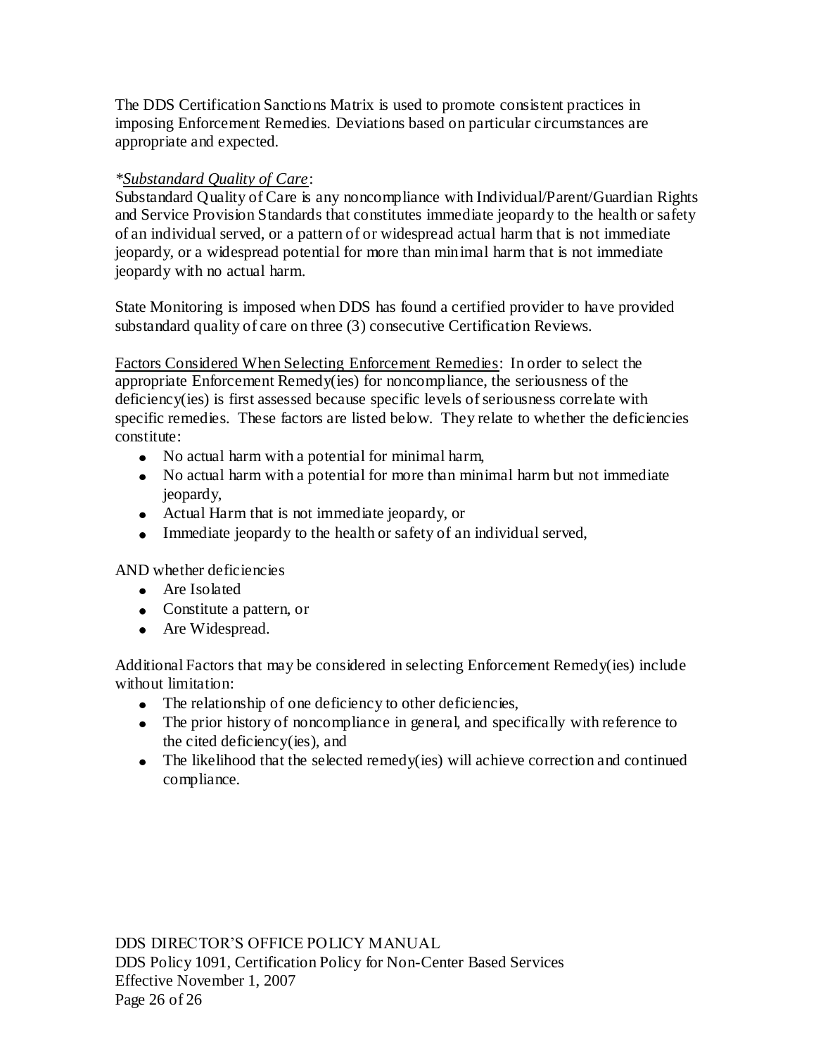The DDS Certification Sanctions Matrix is used to promote consistent practices in imposing Enforcement Remedies. Deviations based on particular circumstances are appropriate and expected.

*\*<u>Substandard Quality of Care</u>*:
Substandard Quality of Care is any noncompliance with Individual/Parent/Guardian Rights and Service Provision Standards that constitutes immediate jeopardy to the health or safety of an individual served, or a pattern of or widespread actual harm that is not immediate jeopardy, or a widespread potential for more than minimal harm that is not immediate jeopardy with no actual harm.

State Monitoring is imposed when DDS has found a certified provider to have provided substandard quality of care on three (3) consecutive Certification Reviews.

<u>Factors Considered When Selecting Enforcement Remedies</u>: In order to select the appropriate Enforcement Remedy(ies) for noncompliance, the seriousness of the deficiency(ies) is first assessed because specific levels of seriousness correlate with specific remedies. These factors are listed below. They relate to whether the deficiencies constitute:

- No actual harm with a potential for minimal harm,
- No actual harm with a potential for more than minimal harm but not immediate jeopardy,
- Actual Harm that is not immediate jeopardy, or
- Immediate jeopardy to the health or safety of an individual served,

AND whether deficiencies

- Are Isolated
- Constitute a pattern, or
- Are Widespread.

Additional Factors that may be considered in selecting Enforcement Remedy(ies) include without limitation:

- The relationship of one deficiency to other deficiencies,
- The prior history of noncompliance in general, and specifically with reference to the cited deficiency(ies), and
- The likelihood that the selected remedy(ies) will achieve correction and continued compliance.